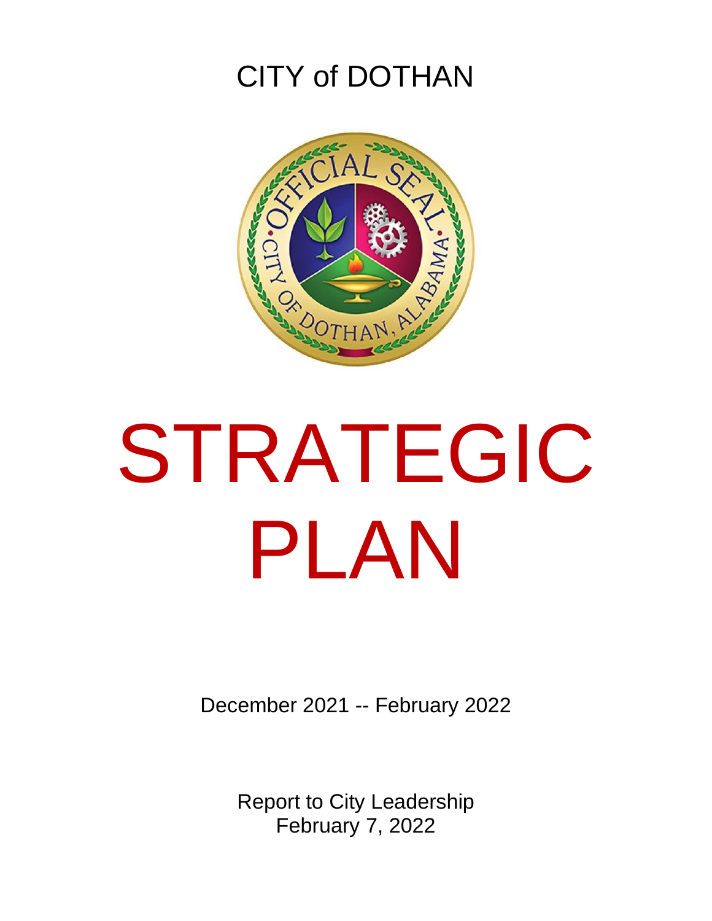CITY of DOTHAN

# STRATEGIC PLAN

December 2021 -- February 2022

Report to City Leadership
February 7, 2022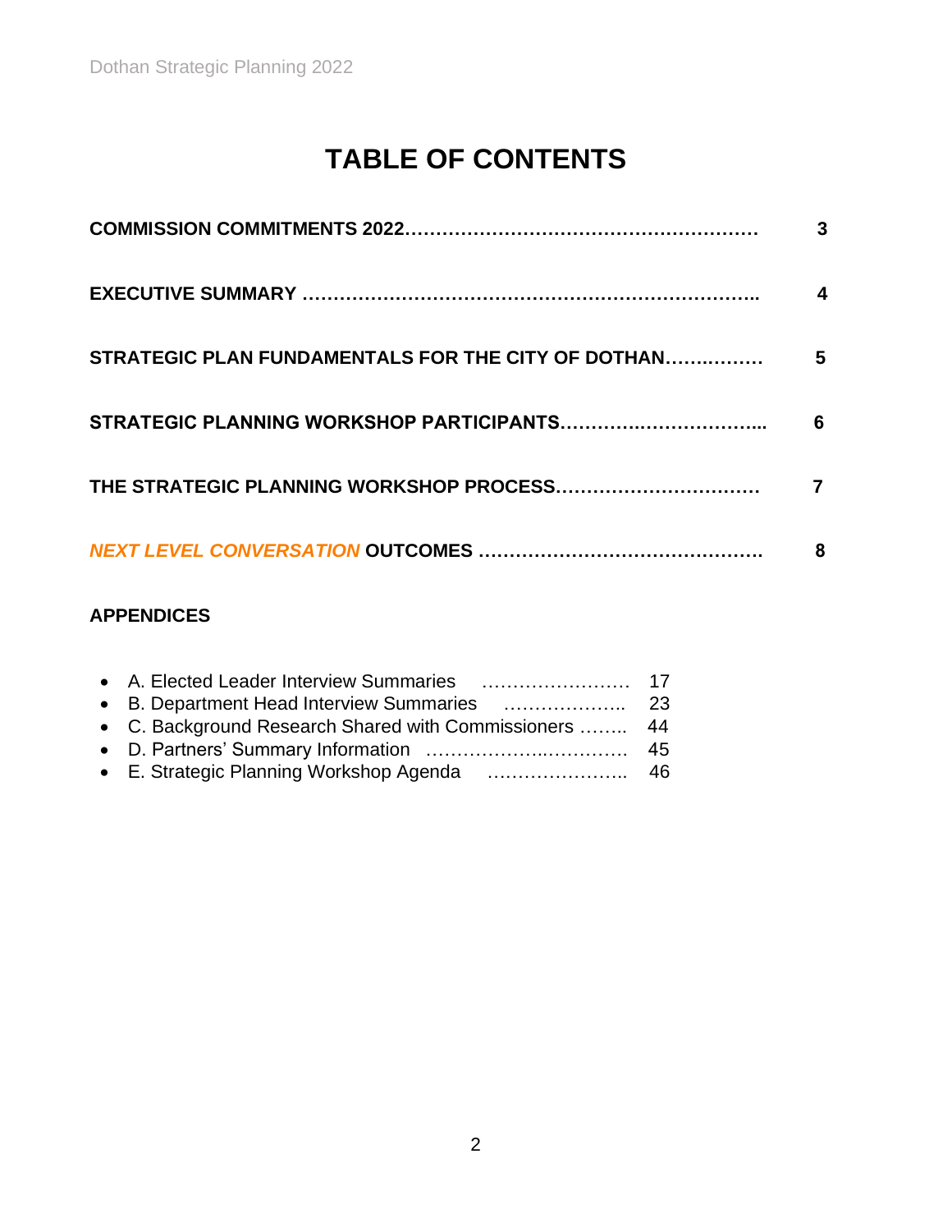# TABLE OF CONTENTS

**COMMISSION COMMITMENTS 2022………………………………………………… 3**

**EXECUTIVE SUMMARY ……………………………………………………………….. 4**

**STRATEGIC PLAN FUNDAMENTALS FOR THE CITY OF DOTHAN…….……… 5**

**STRATEGIC PLANNING WORKSHOP PARTICIPANTS……………..…………….... 6**

**THE STRATEGIC PLANNING WORKSHOP PROCESS…………………………… 7**

***NEXT LEVEL CONVERSATION* OUTCOMES ……………………………………… 8**

**APPENDICES**

- A. Elected Leader Interview Summaries …………………… 17
- B. Department Head Interview Summaries ……………….. 23
- C. Background Research Shared with Commissioners …….. 44
- D. Partners' Summary Information ……………...…………. 45
- E. Strategic Planning Workshop Agenda ………………….. 46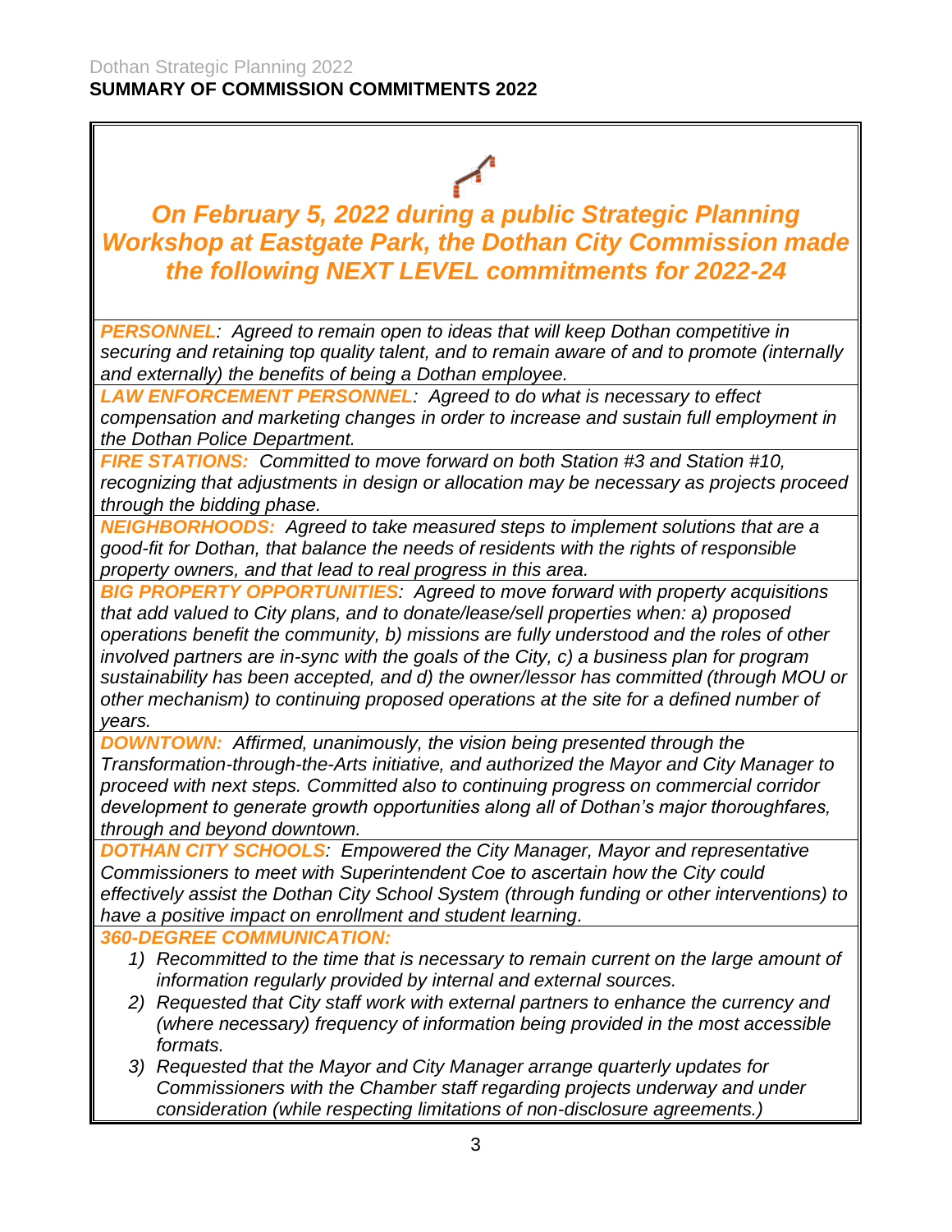Dothan Strategic Planning 2022

## SUMMARY OF COMMISSION COMMITMENTS 2022

### *On February 5, 2022 during a public Strategic Planning Workshop at Eastgate Park, the Dothan City Commission made the following NEXT LEVEL commitments for 2022-24*

***PERSONNEL**: Agreed to remain open to ideas that will keep Dothan competitive in securing and retaining top quality talent, and to remain aware of and to promote (internally and externally) the benefits of being a Dothan employee.*

***LAW ENFORCEMENT PERSONNEL**: Agreed to do what is necessary to effect compensation and marketing changes in order to increase and sustain full employment in the Dothan Police Department.*

***FIRE STATIONS:** Committed to move forward on both Station #3 and Station #10, recognizing that adjustments in design or allocation may be necessary as projects proceed through the bidding phase.*

***NEIGHBORHOODS:** Agreed to take measured steps to implement solutions that are a good-fit for Dothan, that balance the needs of residents with the rights of responsible property owners, and that lead to real progress in this area.*

***BIG PROPERTY OPPORTUNITIES**: Agreed to move forward with property acquisitions that add valued to City plans, and to donate/lease/sell properties when: a) proposed operations benefit the community, b) missions are fully understood and the roles of other involved partners are in-sync with the goals of the City, c) a business plan for program sustainability has been accepted, and d) the owner/lessor has committed (through MOU or other mechanism) to continuing proposed operations at the site for a defined number of years.*

***DOWNTOWN:** Affirmed, unanimously, the vision being presented through the Transformation-through-the-Arts initiative, and authorized the Mayor and City Manager to proceed with next steps. Committed also to continuing progress on commercial corridor development to generate growth opportunities along all of Dothan's major thoroughfares, through and beyond downtown.*

***DOTHAN CITY SCHOOLS**: Empowered the City Manager, Mayor and representative Commissioners to meet with Superintendent Coe to ascertain how the City could effectively assist the Dothan City School System (through funding or other interventions) to have a positive impact on enrollment and student learning.*

***360-DEGREE COMMUNICATION:***

1) *Recommitted to the time that is necessary to remain current on the large amount of information regularly provided by internal and external sources.*
2) *Requested that City staff work with external partners to enhance the currency and (where necessary) frequency of information being provided in the most accessible formats.*
3) *Requested that the Mayor and City Manager arrange quarterly updates for Commissioners with the Chamber staff regarding projects underway and under consideration (while respecting limitations of non-disclosure agreements.)*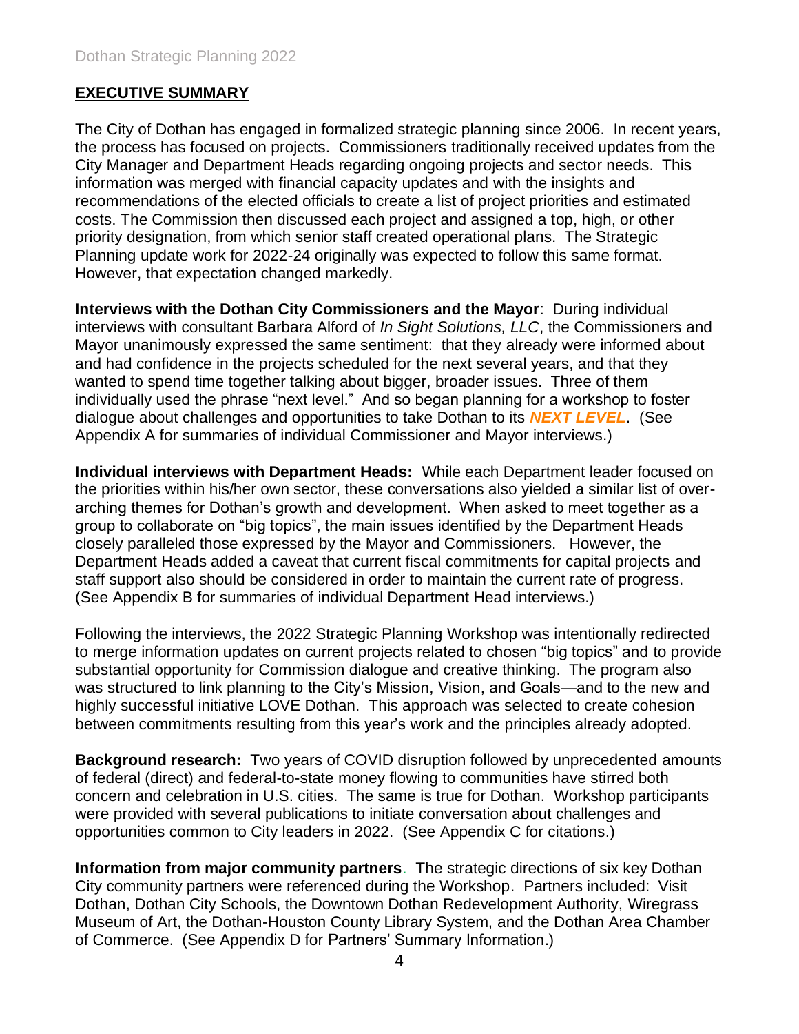## EXECUTIVE SUMMARY

The City of Dothan has engaged in formalized strategic planning since 2006. In recent years, the process has focused on projects. Commissioners traditionally received updates from the City Manager and Department Heads regarding ongoing projects and sector needs. This information was merged with financial capacity updates and with the insights and recommendations of the elected officials to create a list of project priorities and estimated costs. The Commission then discussed each project and assigned a top, high, or other priority designation, from which senior staff created operational plans. The Strategic Planning update work for 2022-24 originally was expected to follow this same format. However, that expectation changed markedly.

**Interviews with the Dothan City Commissioners and the Mayor**: During individual interviews with consultant Barbara Alford of *In Sight Solutions, LLC*, the Commissioners and Mayor unanimously expressed the same sentiment: that they already were informed about and had confidence in the projects scheduled for the next several years, and that they wanted to spend time together talking about bigger, broader issues. Three of them individually used the phrase "next level." And so began planning for a workshop to foster dialogue about challenges and opportunities to take Dothan to its ***NEXT LEVEL***. (See Appendix A for summaries of individual Commissioner and Mayor interviews.)

**Individual interviews with Department Heads:** While each Department leader focused on the priorities within his/her own sector, these conversations also yielded a similar list of over-arching themes for Dothan's growth and development. When asked to meet together as a group to collaborate on "big topics", the main issues identified by the Department Heads closely paralleled those expressed by the Mayor and Commissioners. However, the Department Heads added a caveat that current fiscal commitments for capital projects and staff support also should be considered in order to maintain the current rate of progress. (See Appendix B for summaries of individual Department Head interviews.)

Following the interviews, the 2022 Strategic Planning Workshop was intentionally redirected to merge information updates on current projects related to chosen "big topics" and to provide substantial opportunity for Commission dialogue and creative thinking. The program also was structured to link planning to the City's Mission, Vision, and Goals—and to the new and highly successful initiative LOVE Dothan. This approach was selected to create cohesion between commitments resulting from this year's work and the principles already adopted.

**Background research:** Two years of COVID disruption followed by unprecedented amounts of federal (direct) and federal-to-state money flowing to communities have stirred both concern and celebration in U.S. cities. The same is true for Dothan. Workshop participants were provided with several publications to initiate conversation about challenges and opportunities common to City leaders in 2022. (See Appendix C for citations.)

**Information from major community partners**. The strategic directions of six key Dothan City community partners were referenced during the Workshop. Partners included: Visit Dothan, Dothan City Schools, the Downtown Dothan Redevelopment Authority, Wiregrass Museum of Art, the Dothan-Houston County Library System, and the Dothan Area Chamber of Commerce. (See Appendix D for Partners' Summary Information.)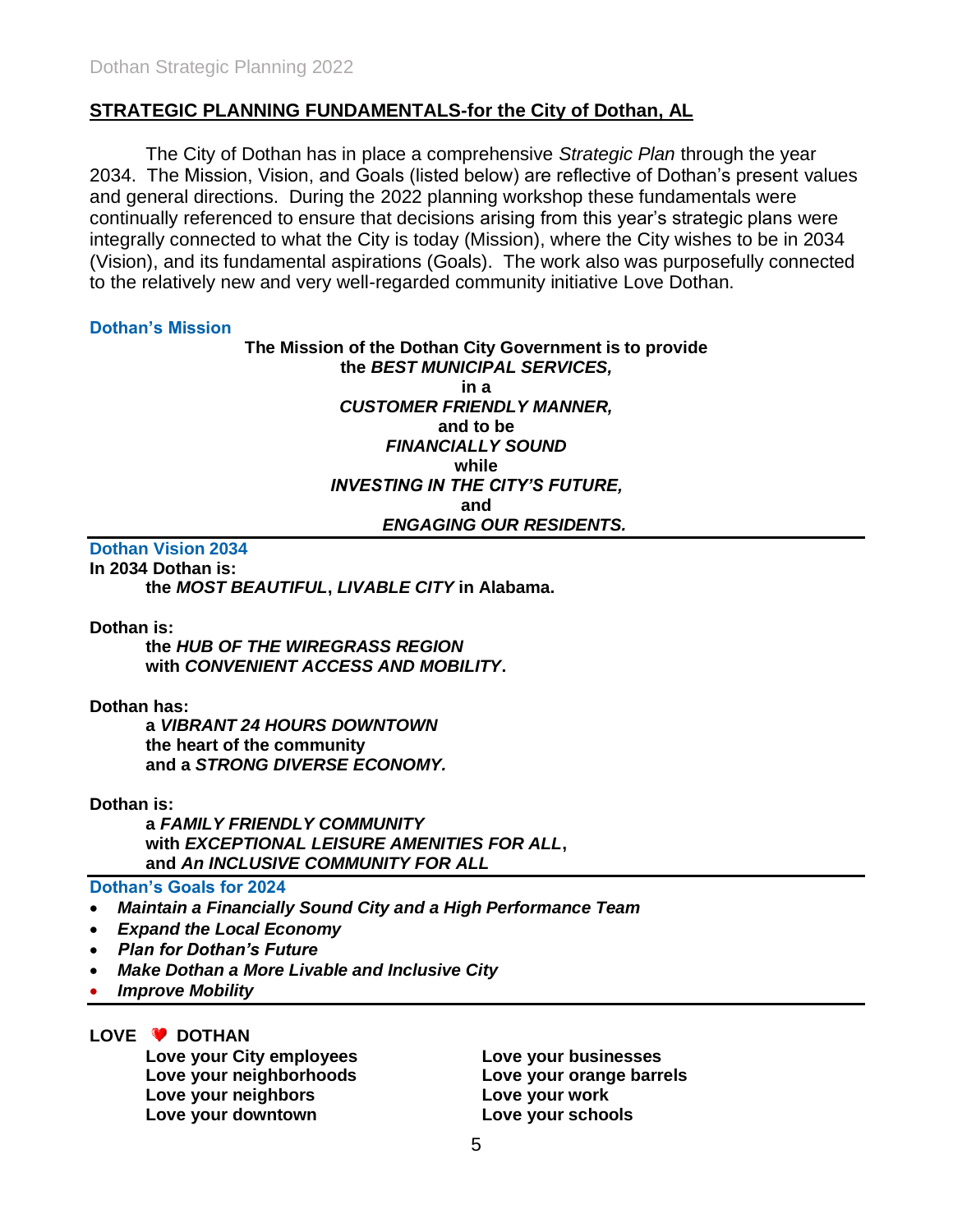## STRATEGIC PLANNING FUNDAMENTALS-for the City of Dothan, AL

The City of Dothan has in place a comprehensive *Strategic Plan* through the year 2034. The Mission, Vision, and Goals (listed below) are reflective of Dothan's present values and general directions. During the 2022 planning workshop these fundamentals were continually referenced to ensure that decisions arising from this year's strategic plans were integrally connected to what the City is today (Mission), where the City wishes to be in 2034 (Vision), and its fundamental aspirations (Goals). The work also was purposefully connected to the relatively new and very well-regarded community initiative Love Dothan.

### Dothan's Mission

**The Mission of the Dothan City Government is to provide the *BEST MUNICIPAL SERVICES,* in a *CUSTOMER FRIENDLY MANNER,* and to be *FINANCIALLY SOUND* while *INVESTING IN THE CITY'S FUTURE,* and *ENGAGING OUR RESIDENTS.***

### Dothan Vision 2034

**In 2034 Dothan is:**
**the *MOST BEAUTIFUL*, *LIVABLE CITY* in Alabama.**

**Dothan is:**
**the *HUB OF THE WIREGRASS REGION***
**with *CONVENIENT ACCESS AND MOBILITY*.**

**Dothan has:**
**a *VIBRANT 24 HOURS DOWNTOWN***
**the heart of the community**
**and a *STRONG DIVERSE ECONOMY.***

**Dothan is:**
**a *FAMILY FRIENDLY COMMUNITY***
**with *EXCEPTIONAL LEISURE AMENITIES FOR ALL*,**
**and *An INCLUSIVE COMMUNITY FOR ALL***

### Dothan's Goals for 2024

- ***Maintain a Financially Sound City and a High Performance Team***
- ***Expand the Local Economy***
- ***Plan for Dothan's Future***
- ***Make Dothan a More Livable and Inclusive City***
- ***Improve Mobility***

**LOVE ❤ DOTHAN**

**Love your City employees**
**Love your neighborhoods**
**Love your neighbors**
**Love your downtown**
**Love your businesses**
**Love your orange barrels**
**Love your work**
**Love your schools**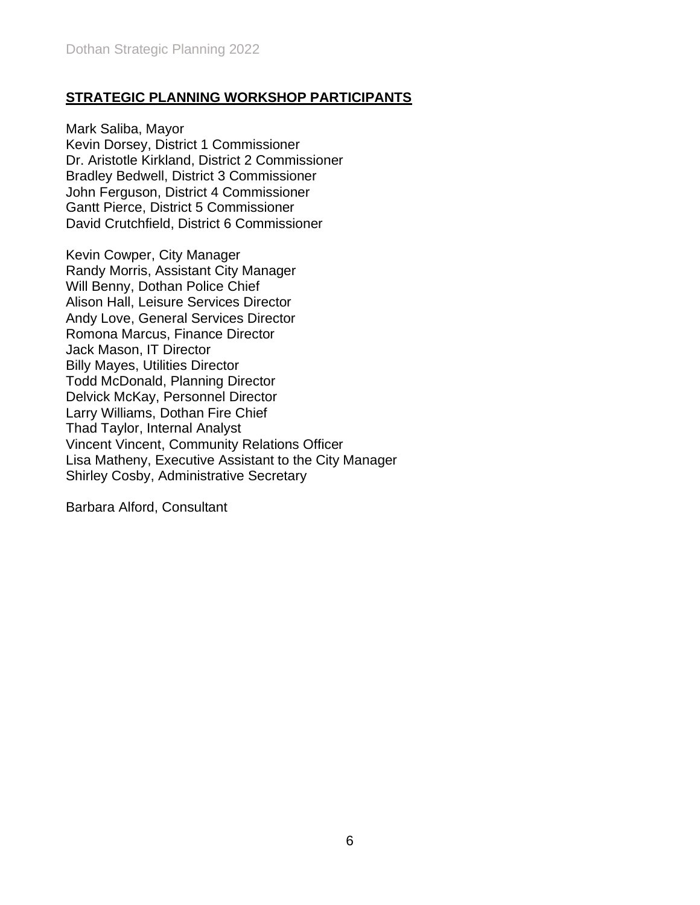## STRATEGIC PLANNING WORKSHOP PARTICIPANTS

Mark Saliba, Mayor
Kevin Dorsey, District 1 Commissioner
Dr. Aristotle Kirkland, District 2 Commissioner
Bradley Bedwell, District 3 Commissioner
John Ferguson, District 4 Commissioner
Gantt Pierce, District 5 Commissioner
David Crutchfield, District 6 Commissioner

Kevin Cowper, City Manager
Randy Morris, Assistant City Manager
Will Benny, Dothan Police Chief
Alison Hall, Leisure Services Director
Andy Love, General Services Director
Romona Marcus, Finance Director
Jack Mason, IT Director
Billy Mayes, Utilities Director
Todd McDonald, Planning Director
Delvick McKay, Personnel Director
Larry Williams, Dothan Fire Chief
Thad Taylor, Internal Analyst
Vincent Vincent, Community Relations Officer
Lisa Matheny, Executive Assistant to the City Manager
Shirley Cosby, Administrative Secretary

Barbara Alford, Consultant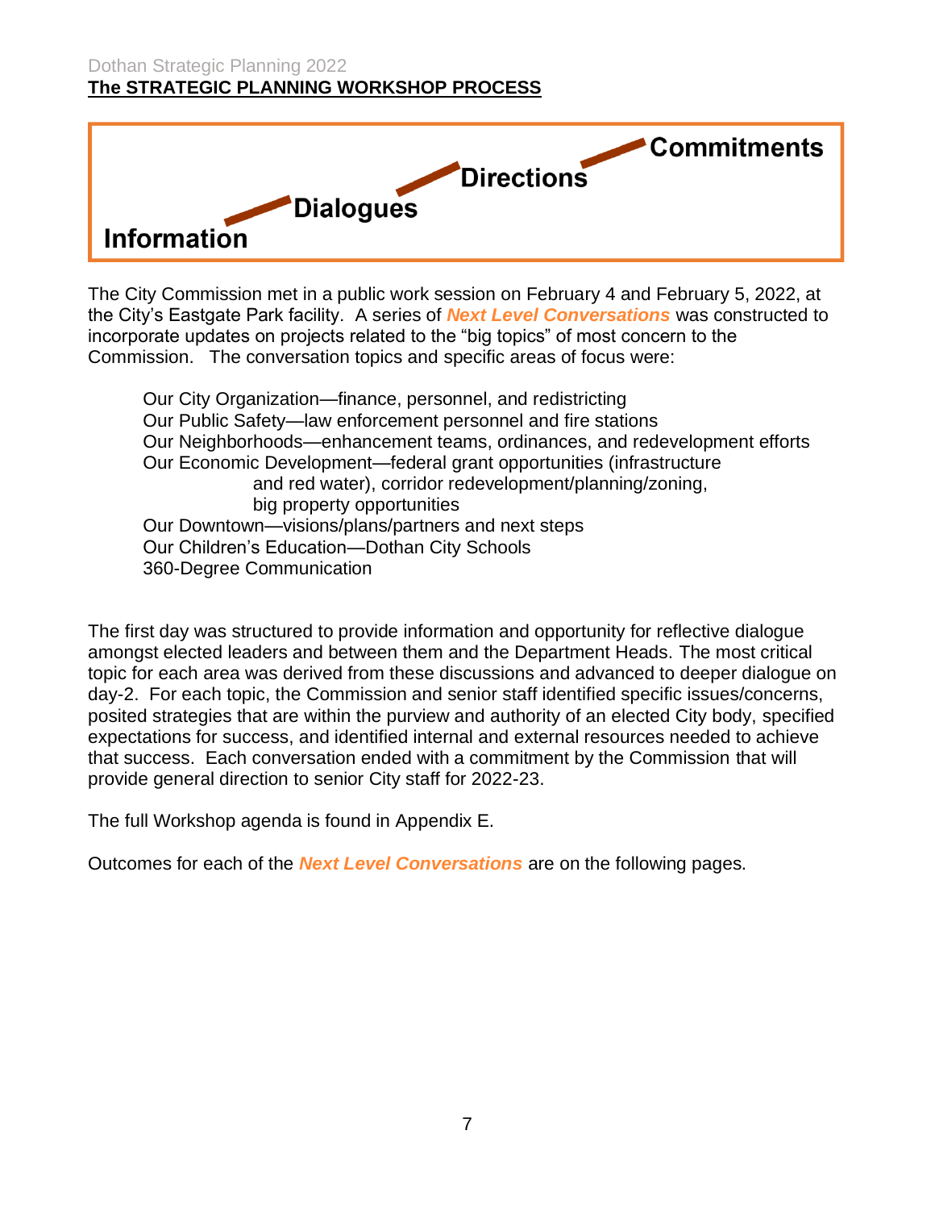## The STRATEGIC PLANNING WORKSHOP PROCESS

Information → Dialogues → Directions → Commitments

The City Commission met in a public work session on February 4 and February 5, 2022, at the City's Eastgate Park facility. A series of ***Next Level Conversations*** was constructed to incorporate updates on projects related to the "big topics" of most concern to the Commission. The conversation topics and specific areas of focus were:

- Our City Organization—finance, personnel, and redistricting
- Our Public Safety—law enforcement personnel and fire stations
- Our Neighborhoods—enhancement teams, ordinances, and redevelopment efforts
- Our Economic Development—federal grant opportunities (infrastructure and red water), corridor redevelopment/planning/zoning, big property opportunities
- Our Downtown—visions/plans/partners and next steps
- Our Children's Education—Dothan City Schools
- 360-Degree Communication

The first day was structured to provide information and opportunity for reflective dialogue amongst elected leaders and between them and the Department Heads. The most critical topic for each area was derived from these discussions and advanced to deeper dialogue on day-2. For each topic, the Commission and senior staff identified specific issues/concerns, posited strategies that are within the purview and authority of an elected City body, specified expectations for success, and identified internal and external resources needed to achieve that success. Each conversation ended with a commitment by the Commission that will provide general direction to senior City staff for 2022-23.

The full Workshop agenda is found in Appendix E.

Outcomes for each of the ***Next Level Conversations*** are on the following pages.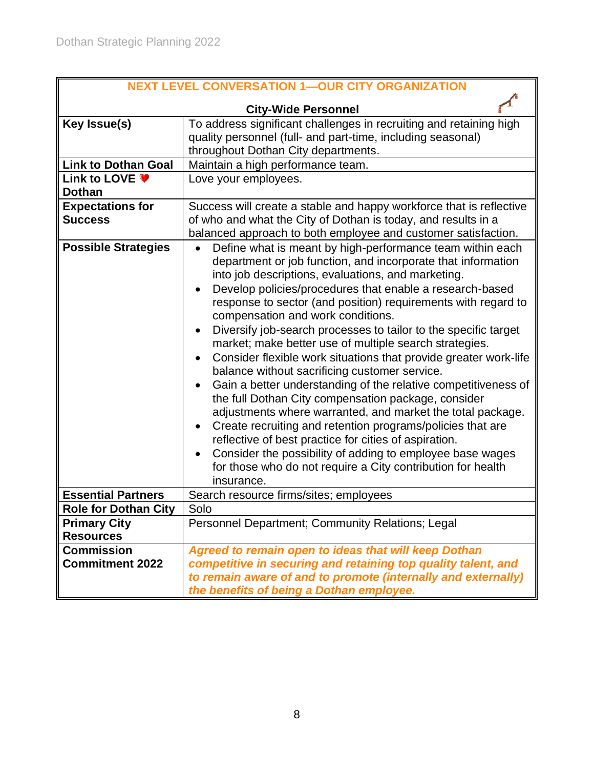## NEXT LEVEL CONVERSATION 1—OUR CITY ORGANIZATION

### City-Wide Personnel

| | |
|---|---|
| **Key Issue(s)** | To address significant challenges in recruiting and retaining high quality personnel (full- and part-time, including seasonal) throughout Dothan City departments. |
| **Link to Dothan Goal** | Maintain a high performance team. |
| **Link to LOVE ♥ Dothan** | Love your employees. |
| **Expectations for Success** | Success will create a stable and happy workforce that is reflective of who and what the City of Dothan is today, and results in a balanced approach to both employee and customer satisfaction. |
| **Possible Strategies** | • Define what is meant by high-performance team within each department or job function, and incorporate that information into job descriptions, evaluations, and marketing.<br>• Develop policies/procedures that enable a research-based response to sector (and position) requirements with regard to compensation and work conditions.<br>• Diversify job-search processes to tailor to the specific target market; make better use of multiple search strategies.<br>• Consider flexible work situations that provide greater work-life balance without sacrificing customer service.<br>• Gain a better understanding of the relative competitiveness of the full Dothan City compensation package, consider adjustments where warranted, and market the total package.<br>• Create recruiting and retention programs/policies that are reflective of best practice for cities of aspiration.<br>• Consider the possibility of adding to employee base wages for those who do not require a City contribution for health insurance. |
| **Essential Partners** | Search resource firms/sites; employees |
| **Role for Dothan City** | Solo |
| **Primary City Resources** | Personnel Department; Community Relations; Legal |
| **Commission Commitment 2022** | ***Agreed to remain open to ideas that will keep Dothan competitive in securing and retaining top quality talent, and to remain aware of and to promote (internally and externally) the benefits of being a Dothan employee.*** |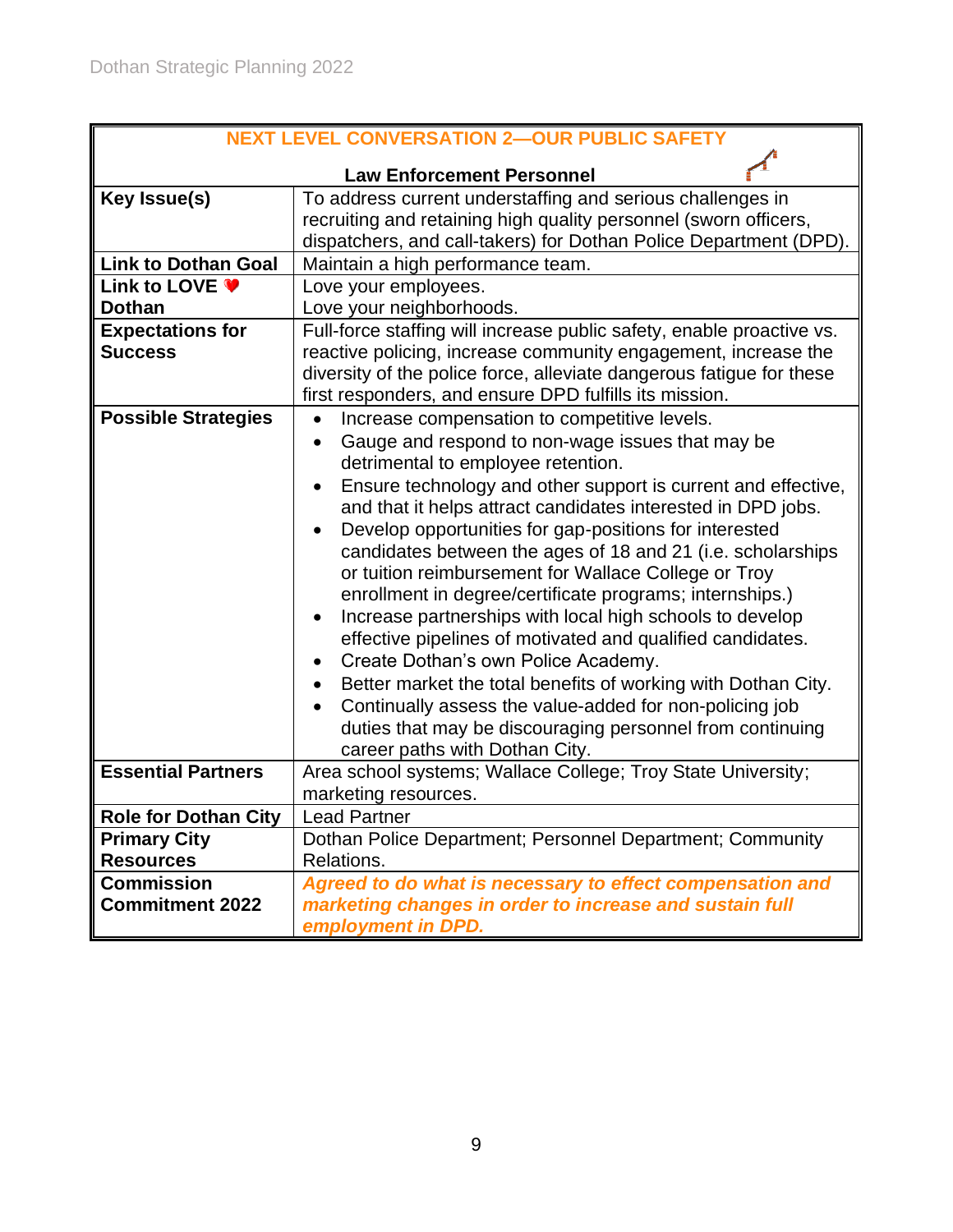## NEXT LEVEL CONVERSATION 2—OUR PUBLIC SAFETY

### Law Enforcement Personnel

| | |
|---|---|
| **Key Issue(s)** | To address current understaffing and serious challenges in recruiting and retaining high quality personnel (sworn officers, dispatchers, and call-takers) for Dothan Police Department (DPD). |
| **Link to Dothan Goal** | Maintain a high performance team. |
| **Link to LOVE ❤ Dothan** | Love your employees.<br>Love your neighborhoods. |
| **Expectations for Success** | Full-force staffing will increase public safety, enable proactive vs. reactive policing, increase community engagement, increase the diversity of the police force, alleviate dangerous fatigue for these first responders, and ensure DPD fulfills its mission. |
| **Possible Strategies** | • Increase compensation to competitive levels.<br>• Gauge and respond to non-wage issues that may be detrimental to employee retention.<br>• Ensure technology and other support is current and effective, and that it helps attract candidates interested in DPD jobs.<br>• Develop opportunities for gap-positions for interested candidates between the ages of 18 and 21 (i.e. scholarships or tuition reimbursement for Wallace College or Troy enrollment in degree/certificate programs; internships.)<br>• Increase partnerships with local high schools to develop effective pipelines of motivated and qualified candidates.<br>• Create Dothan's own Police Academy.<br>• Better market the total benefits of working with Dothan City.<br>• Continually assess the value-added for non-policing job duties that may be discouraging personnel from continuing career paths with Dothan City. |
| **Essential Partners** | Area school systems; Wallace College; Troy State University; marketing resources. |
| **Role for Dothan City** | Lead Partner |
| **Primary City Resources** | Dothan Police Department; Personnel Department; Community Relations. |
| **Commission Commitment 2022** | ***Agreed to do what is necessary to effect compensation and marketing changes in order to increase and sustain full employment in DPD.*** |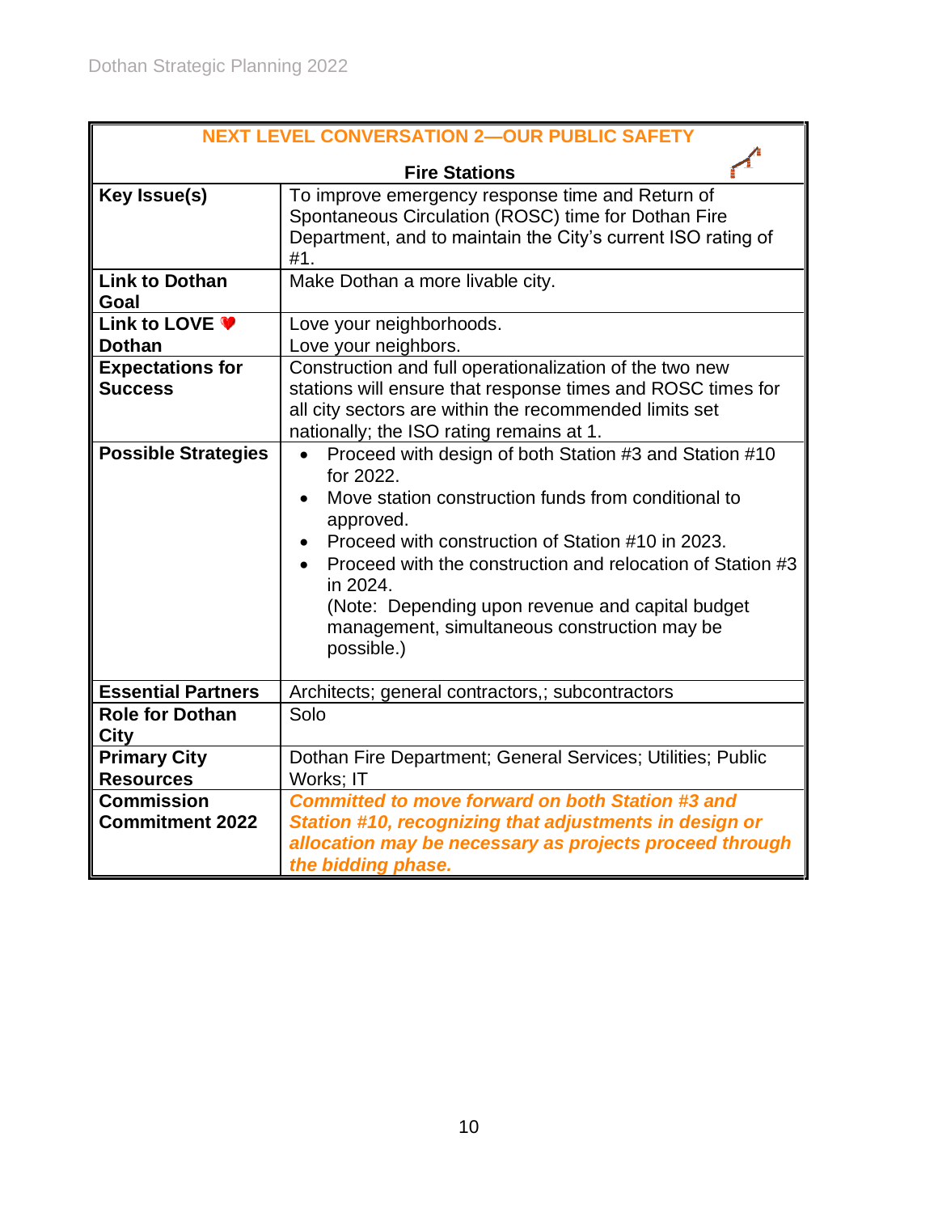| NEXT LEVEL CONVERSATION 2—OUR PUBLIC SAFETY<br>Fire Stations | |
|---|---|
| **Key Issue(s)** | To improve emergency response time and Return of Spontaneous Circulation (ROSC) time for Dothan Fire Department, and to maintain the City's current ISO rating of #1. |
| **Link to Dothan Goal** | Make Dothan a more livable city. |
| **Link to LOVE ❤ Dothan** | Love your neighborhoods.<br>Love your neighbors. |
| **Expectations for Success** | Construction and full operationalization of the two new stations will ensure that response times and ROSC times for all city sectors are within the recommended limits set nationally; the ISO rating remains at 1. |
| **Possible Strategies** | • Proceed with design of both Station #3 and Station #10 for 2022.<br>• Move station construction funds from conditional to approved.<br>• Proceed with construction of Station #10 in 2023.<br>• Proceed with the construction and relocation of Station #3 in 2024.<br>(Note: Depending upon revenue and capital budget management, simultaneous construction may be possible.) |
| **Essential Partners** | Architects; general contractors,; subcontractors |
| **Role for Dothan City** | Solo |
| **Primary City Resources** | Dothan Fire Department; General Services; Utilities; Public Works; IT |
| **Commission Commitment 2022** | ***Committed to move forward on both Station #3 and Station #10, recognizing that adjustments in design or allocation may be necessary as projects proceed through the bidding phase.*** |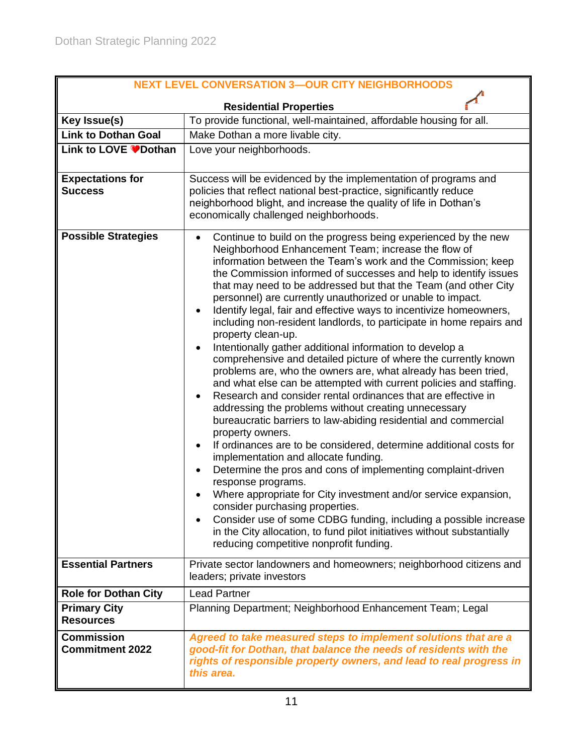| NEXT LEVEL CONVERSATION 3—OUR CITY NEIGHBORHOODS | |
|---|---|
| **Residential Properties** | |
| **Key Issue(s)** | To provide functional, well-maintained, affordable housing for all. |
| **Link to Dothan Goal** | Make Dothan a more livable city. |
| **Link to LOVE ❤Dothan** | Love your neighborhoods. |
| **Expectations for Success** | Success will be evidenced by the implementation of programs and policies that reflect national best-practice, significantly reduce neighborhood blight, and increase the quality of life in Dothan's economically challenged neighborhoods. |
| **Possible Strategies** | • Continue to build on the progress being experienced by the new Neighborhood Enhancement Team; increase the flow of information between the Team's work and the Commission; keep the Commission informed of successes and help to identify issues that may need to be addressed but that the Team (and other City personnel) are currently unauthorized or unable to impact.<br>• Identify legal, fair and effective ways to incentivize homeowners, including non-resident landlords, to participate in home repairs and property clean-up.<br>• Intentionally gather additional information to develop a comprehensive and detailed picture of where the currently known problems are, who the owners are, what already has been tried, and what else can be attempted with current policies and staffing.<br>• Research and consider rental ordinances that are effective in addressing the problems without creating unnecessary bureaucratic barriers to law-abiding residential and commercial property owners.<br>• If ordinances are to be considered, determine additional costs for implementation and allocate funding.<br>• Determine the pros and cons of implementing complaint-driven response programs.<br>• Where appropriate for City investment and/or service expansion, consider purchasing properties.<br>• Consider use of some CDBG funding, including a possible increase in the City allocation, to fund pilot initiatives without substantially reducing competitive nonprofit funding. |
| **Essential Partners** | Private sector landowners and homeowners; neighborhood citizens and leaders; private investors |
| **Role for Dothan City** | Lead Partner |
| **Primary City Resources** | Planning Department; Neighborhood Enhancement Team; Legal |
| **Commission Commitment 2022** | ***Agreed to take measured steps to implement solutions that are a good-fit for Dothan, that balance the needs of residents with the rights of responsible property owners, and lead to real progress in this area.*** |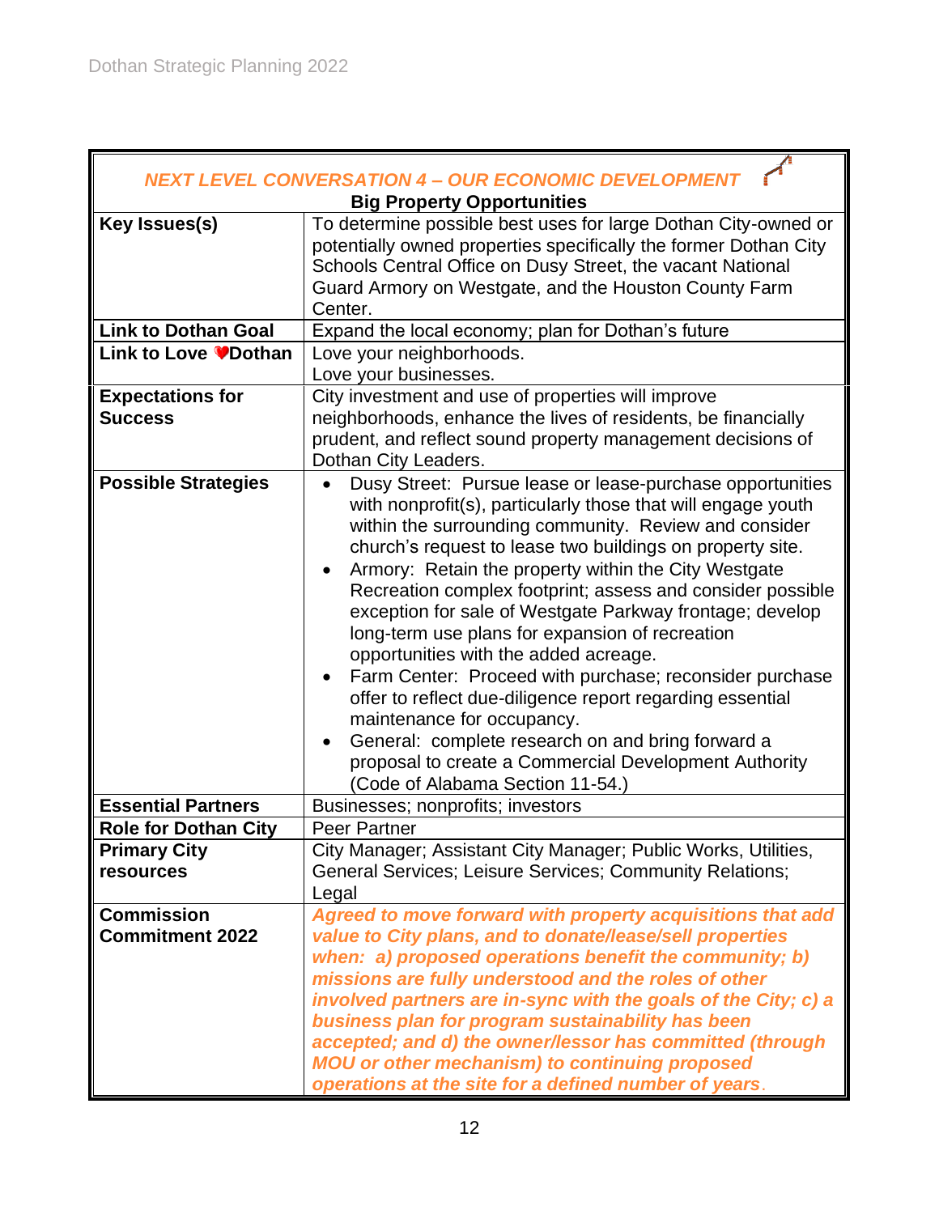## *NEXT LEVEL CONVERSATION 4 – OUR ECONOMIC DEVELOPMENT*

**Big Property Opportunities**

| | |
|---|---|
| **Key Issues(s)** | To determine possible best uses for large Dothan City-owned or potentially owned properties specifically the former Dothan City Schools Central Office on Dusy Street, the vacant National Guard Armory on Westgate, and the Houston County Farm Center. |
| **Link to Dothan Goal** | Expand the local economy; plan for Dothan's future |
| **Link to Love ♥Dothan** | Love your neighborhoods.<br>Love your businesses. |
| **Expectations for Success** | City investment and use of properties will improve neighborhoods, enhance the lives of residents, be financially prudent, and reflect sound property management decisions of Dothan City Leaders. |
| **Possible Strategies** | • Dusy Street: Pursue lease or lease-purchase opportunities with nonprofit(s), particularly those that will engage youth within the surrounding community. Review and consider church's request to lease two buildings on property site.<br>• Armory: Retain the property within the City Westgate Recreation complex footprint; assess and consider possible exception for sale of Westgate Parkway frontage; develop long-term use plans for expansion of recreation opportunities with the added acreage.<br>• Farm Center: Proceed with purchase; reconsider purchase offer to reflect due-diligence report regarding essential maintenance for occupancy.<br>• General: complete research on and bring forward a proposal to create a Commercial Development Authority (Code of Alabama Section 11-54.) |
| **Essential Partners** | Businesses; nonprofits; investors |
| **Role for Dothan City** | Peer Partner |
| **Primary City resources** | City Manager; Assistant City Manager; Public Works, Utilities, General Services; Leisure Services; Community Relations; Legal |
| **Commission Commitment 2022** | ***Agreed to move forward with property acquisitions that add value to City plans, and to donate/lease/sell properties when: a) proposed operations benefit the community; b) missions are fully understood and the roles of other involved partners are in-sync with the goals of the City; c) a business plan for program sustainability has been accepted; and d) the owner/lessor has committed (through MOU or other mechanism) to continuing proposed operations at the site for a defined number of years.*** |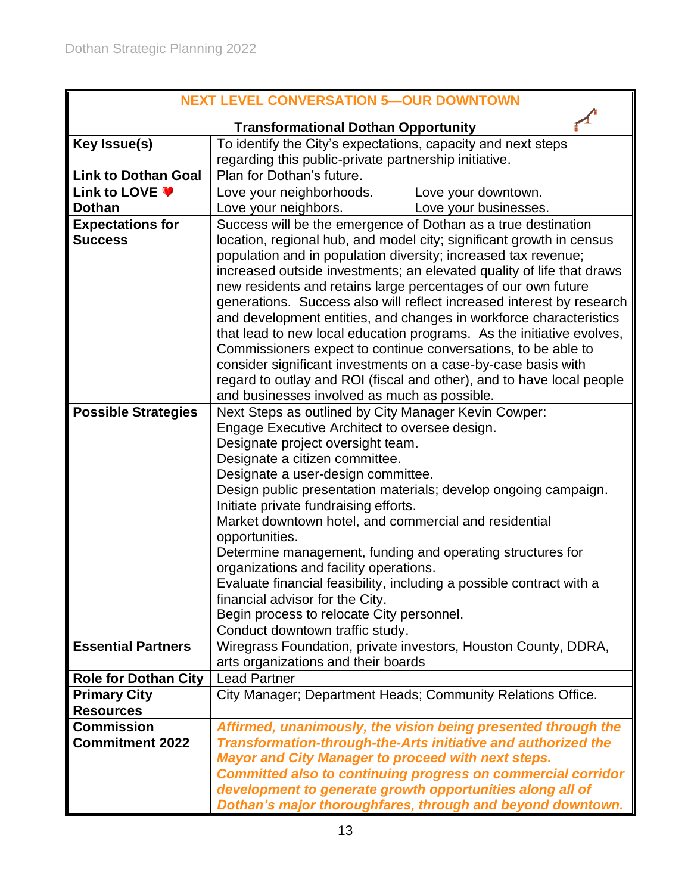| NEXT LEVEL CONVERSATION 5—OUR DOWNTOWN | |
|---|---|
| **Transformational Dothan Opportunity** | |
| **Key Issue(s)** | To identify the City's expectations, capacity and next steps regarding this public-private partnership initiative. |
| **Link to Dothan Goal** | Plan for Dothan's future. |
| **Link to LOVE ❤ Dothan** | Love your neighborhoods. Love your downtown.<br>Love your neighbors. Love your businesses. |
| **Expectations for Success** | Success will be the emergence of Dothan as a true destination location, regional hub, and model city; significant growth in census population and in population diversity; increased tax revenue; increased outside investments; an elevated quality of life that draws new residents and retains large percentages of our own future generations. Success also will reflect increased interest by research and development entities, and changes in workforce characteristics that lead to new local education programs. As the initiative evolves, Commissioners expect to continue conversations, to be able to consider significant investments on a case-by-case basis with regard to outlay and ROI (fiscal and other), and to have local people and businesses involved as much as possible. |
| **Possible Strategies** | Next Steps as outlined by City Manager Kevin Cowper:<br>Engage Executive Architect to oversee design.<br>Designate project oversight team.<br>Designate a citizen committee.<br>Designate a user-design committee.<br>Design public presentation materials; develop ongoing campaign.<br>Initiate private fundraising efforts.<br>Market downtown hotel, and commercial and residential opportunities.<br>Determine management, funding and operating structures for organizations and facility operations.<br>Evaluate financial feasibility, including a possible contract with a financial advisor for the City.<br>Begin process to relocate City personnel.<br>Conduct downtown traffic study. |
| **Essential Partners** | Wiregrass Foundation, private investors, Houston County, DDRA, arts organizations and their boards |
| **Role for Dothan City** | Lead Partner |
| **Primary City Resources** | City Manager; Department Heads; Community Relations Office. |
| **Commission Commitment 2022** | ***Affirmed, unanimously, the vision being presented through the Transformation-through-the-Arts initiative and authorized the Mayor and City Manager to proceed with next steps. Committed also to continuing progress on commercial corridor development to generate growth opportunities along all of Dothan's major thoroughfares, through and beyond downtown.*** |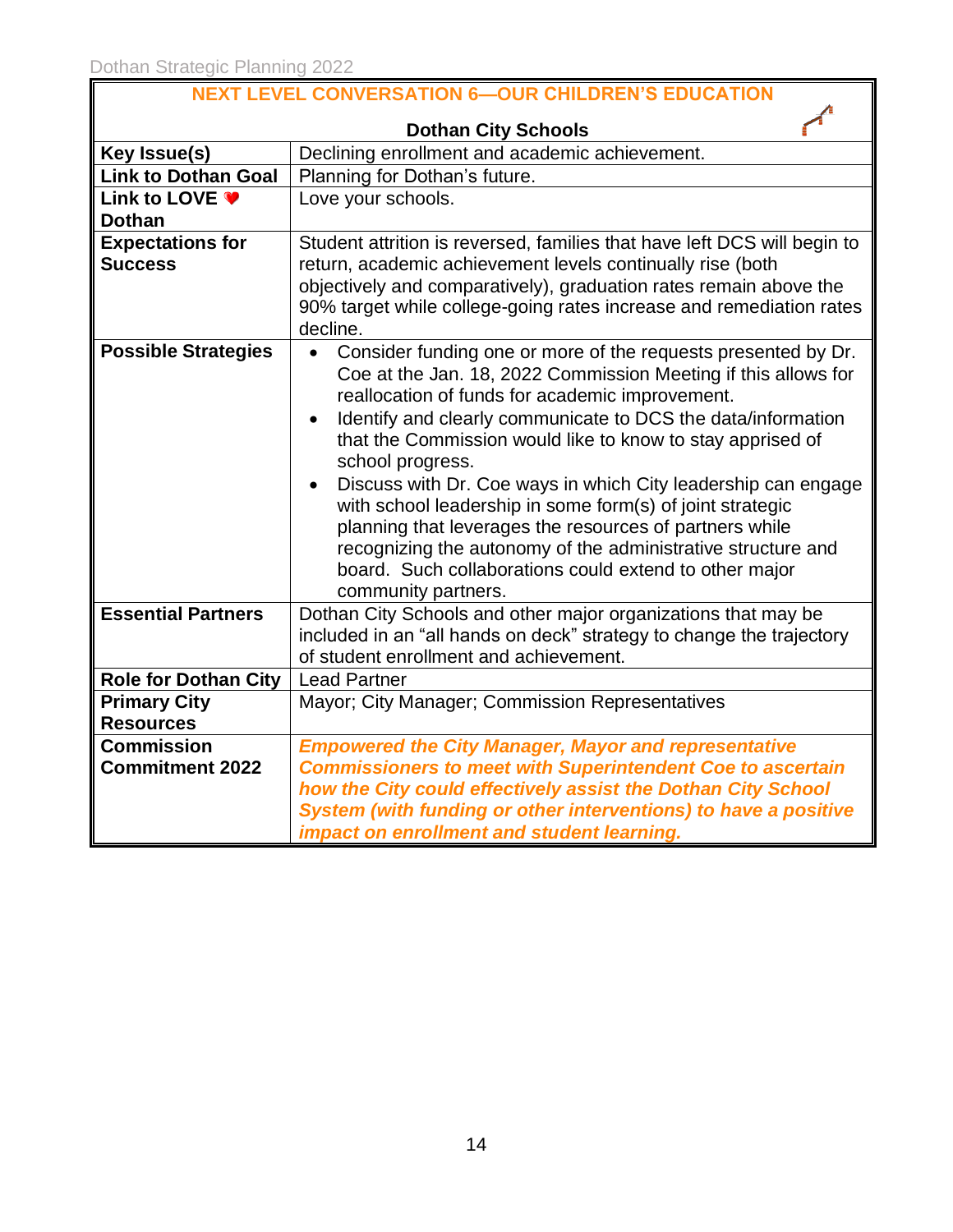## NEXT LEVEL CONVERSATION 6—OUR CHILDREN'S EDUCATION

| Dothan City Schools | |
|---|---|
| **Key Issue(s)** | Declining enrollment and academic achievement. |
| **Link to Dothan Goal** | Planning for Dothan's future. |
| **Link to LOVE ❤ Dothan** | Love your schools. |
| **Expectations for Success** | Student attrition is reversed, families that have left DCS will begin to return, academic achievement levels continually rise (both objectively and comparatively), graduation rates remain above the 90% target while college-going rates increase and remediation rates decline. |
| **Possible Strategies** | • Consider funding one or more of the requests presented by Dr. Coe at the Jan. 18, 2022 Commission Meeting if this allows for reallocation of funds for academic improvement.<br>• Identify and clearly communicate to DCS the data/information that the Commission would like to know to stay apprised of school progress.<br>• Discuss with Dr. Coe ways in which City leadership can engage with school leadership in some form(s) of joint strategic planning that leverages the resources of partners while recognizing the autonomy of the administrative structure and board. Such collaborations could extend to other major community partners. |
| **Essential Partners** | Dothan City Schools and other major organizations that may be included in an "all hands on deck" strategy to change the trajectory of student enrollment and achievement. |
| **Role for Dothan City** | Lead Partner |
| **Primary City Resources** | Mayor; City Manager; Commission Representatives |
| **Commission Commitment 2022** | ***Empowered the City Manager, Mayor and representative Commissioners to meet with Superintendent Coe to ascertain how the City could effectively assist the Dothan City School System (with funding or other interventions) to have a positive impact on enrollment and student learning.*** |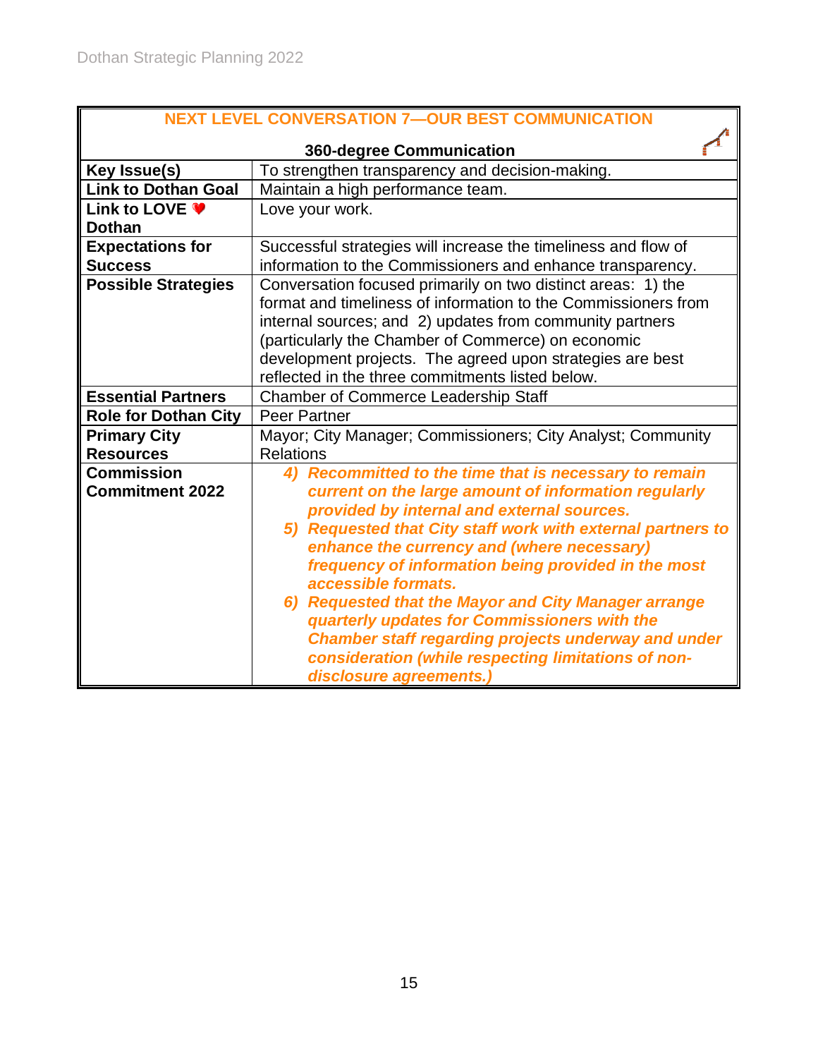| NEXT LEVEL CONVERSATION 7—OUR BEST COMMUNICATION | |
|---|---|
| **360-degree Communication** | |
| **Key Issue(s)** | To strengthen transparency and decision-making. |
| **Link to Dothan Goal** | Maintain a high performance team. |
| **Link to LOVE ❤ Dothan** | Love your work. |
| **Expectations for Success** | Successful strategies will increase the timeliness and flow of information to the Commissioners and enhance transparency. |
| **Possible Strategies** | Conversation focused primarily on two distinct areas: 1) the format and timeliness of information to the Commissioners from internal sources; and 2) updates from community partners (particularly the Chamber of Commerce) on economic development projects. The agreed upon strategies are best reflected in the three commitments listed below. |
| **Essential Partners** | Chamber of Commerce Leadership Staff |
| **Role for Dothan City** | Peer Partner |
| **Primary City Resources** | Mayor; City Manager; Commissioners; City Analyst; Community Relations |
| **Commission Commitment 2022** | ***4) Recommitted to the time that is necessary to remain current on the large amount of information regularly provided by internal and external sources.*** ***5) Requested that City staff work with external partners to enhance the currency and (where necessary) frequency of information being provided in the most accessible formats.*** ***6) Requested that the Mayor and City Manager arrange quarterly updates for Commissioners with the Chamber staff regarding projects underway and under consideration (while respecting limitations of non-disclosure agreements.)*** |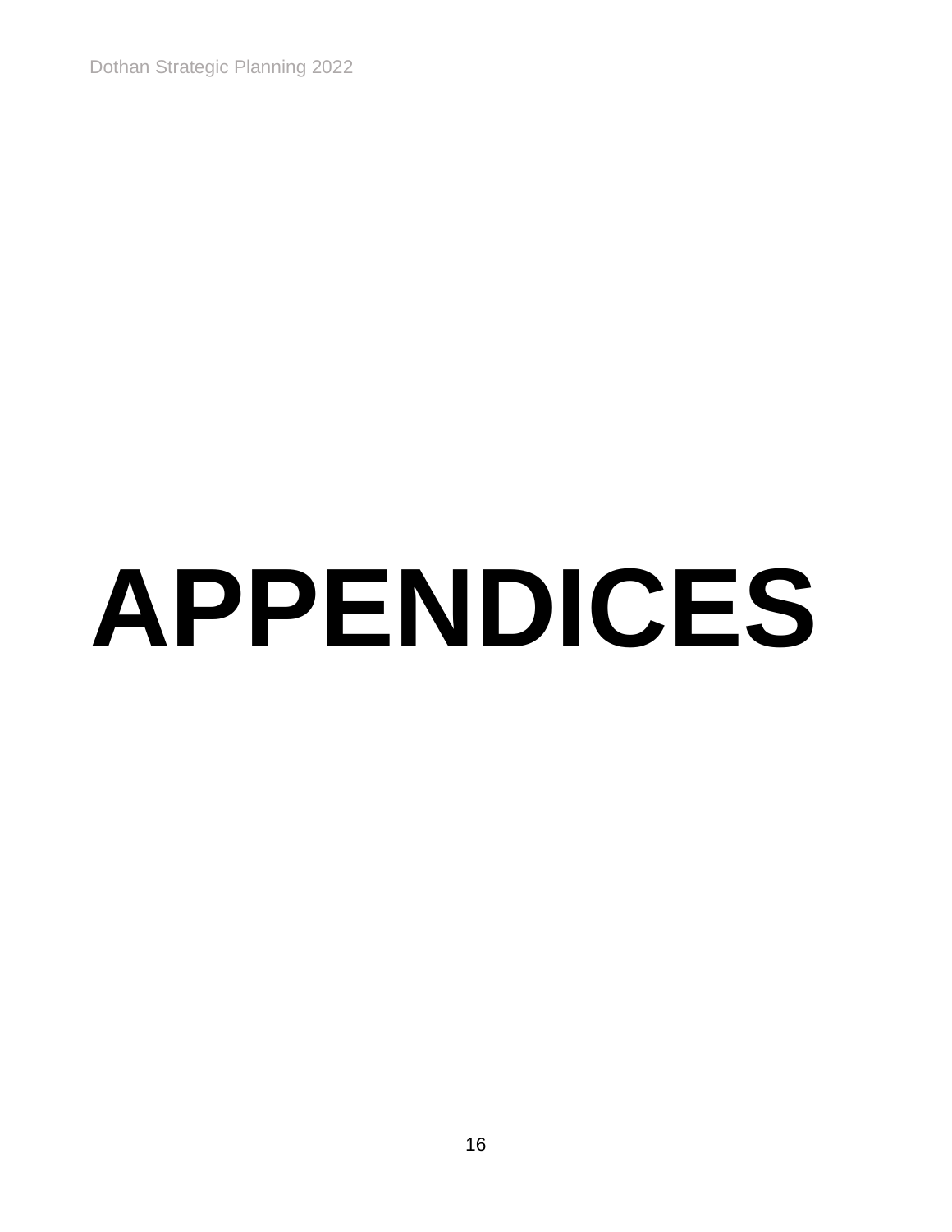# APPENDICES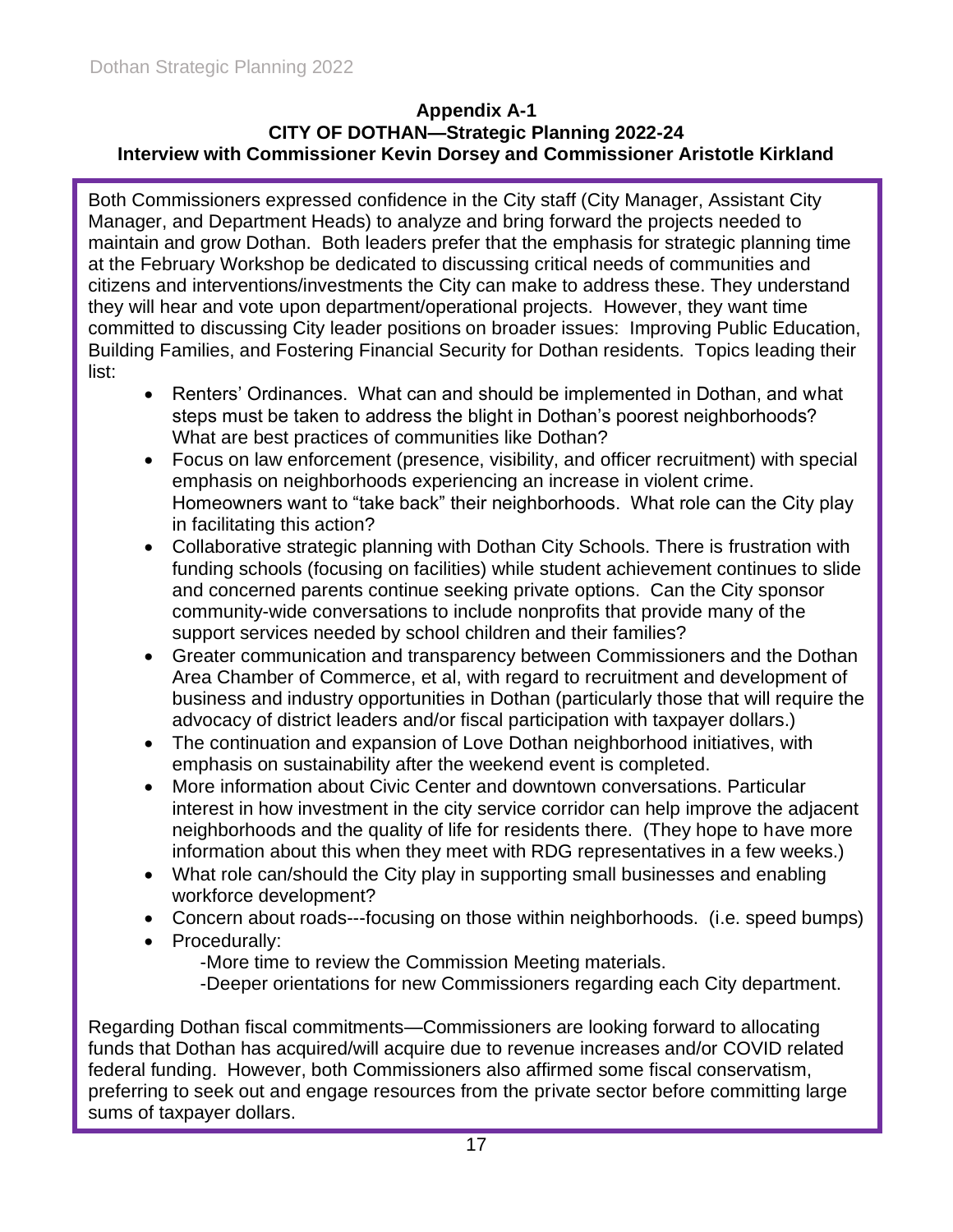## Appendix A-1
## CITY OF DOTHAN—Strategic Planning 2022-24
## Interview with Commissioner Kevin Dorsey and Commissioner Aristotle Kirkland

Both Commissioners expressed confidence in the City staff (City Manager, Assistant City Manager, and Department Heads) to analyze and bring forward the projects needed to maintain and grow Dothan. Both leaders prefer that the emphasis for strategic planning time at the February Workshop be dedicated to discussing critical needs of communities and citizens and interventions/investments the City can make to address these. They understand they will hear and vote upon department/operational projects. However, they want time committed to discussing City leader positions on broader issues: Improving Public Education, Building Families, and Fostering Financial Security for Dothan residents. Topics leading their list:

- Renters' Ordinances. What can and should be implemented in Dothan, and what steps must be taken to address the blight in Dothan's poorest neighborhoods? What are best practices of communities like Dothan?
- Focus on law enforcement (presence, visibility, and officer recruitment) with special emphasis on neighborhoods experiencing an increase in violent crime. Homeowners want to "take back" their neighborhoods. What role can the City play in facilitating this action?
- Collaborative strategic planning with Dothan City Schools. There is frustration with funding schools (focusing on facilities) while student achievement continues to slide and concerned parents continue seeking private options. Can the City sponsor community-wide conversations to include nonprofits that provide many of the support services needed by school children and their families?
- Greater communication and transparency between Commissioners and the Dothan Area Chamber of Commerce, et al, with regard to recruitment and development of business and industry opportunities in Dothan (particularly those that will require the advocacy of district leaders and/or fiscal participation with taxpayer dollars.)
- The continuation and expansion of Love Dothan neighborhood initiatives, with emphasis on sustainability after the weekend event is completed.
- More information about Civic Center and downtown conversations. Particular interest in how investment in the city service corridor can help improve the adjacent neighborhoods and the quality of life for residents there. (They hope to have more information about this when they meet with RDG representatives in a few weeks.)
- What role can/should the City play in supporting small businesses and enabling workforce development?
- Concern about roads---focusing on those within neighborhoods. (i.e. speed bumps)
- Procedurally:
  - -More time to review the Commission Meeting materials.
  - -Deeper orientations for new Commissioners regarding each City department.

Regarding Dothan fiscal commitments—Commissioners are looking forward to allocating funds that Dothan has acquired/will acquire due to revenue increases and/or COVID related federal funding. However, both Commissioners also affirmed some fiscal conservatism, preferring to seek out and engage resources from the private sector before committing large sums of taxpayer dollars.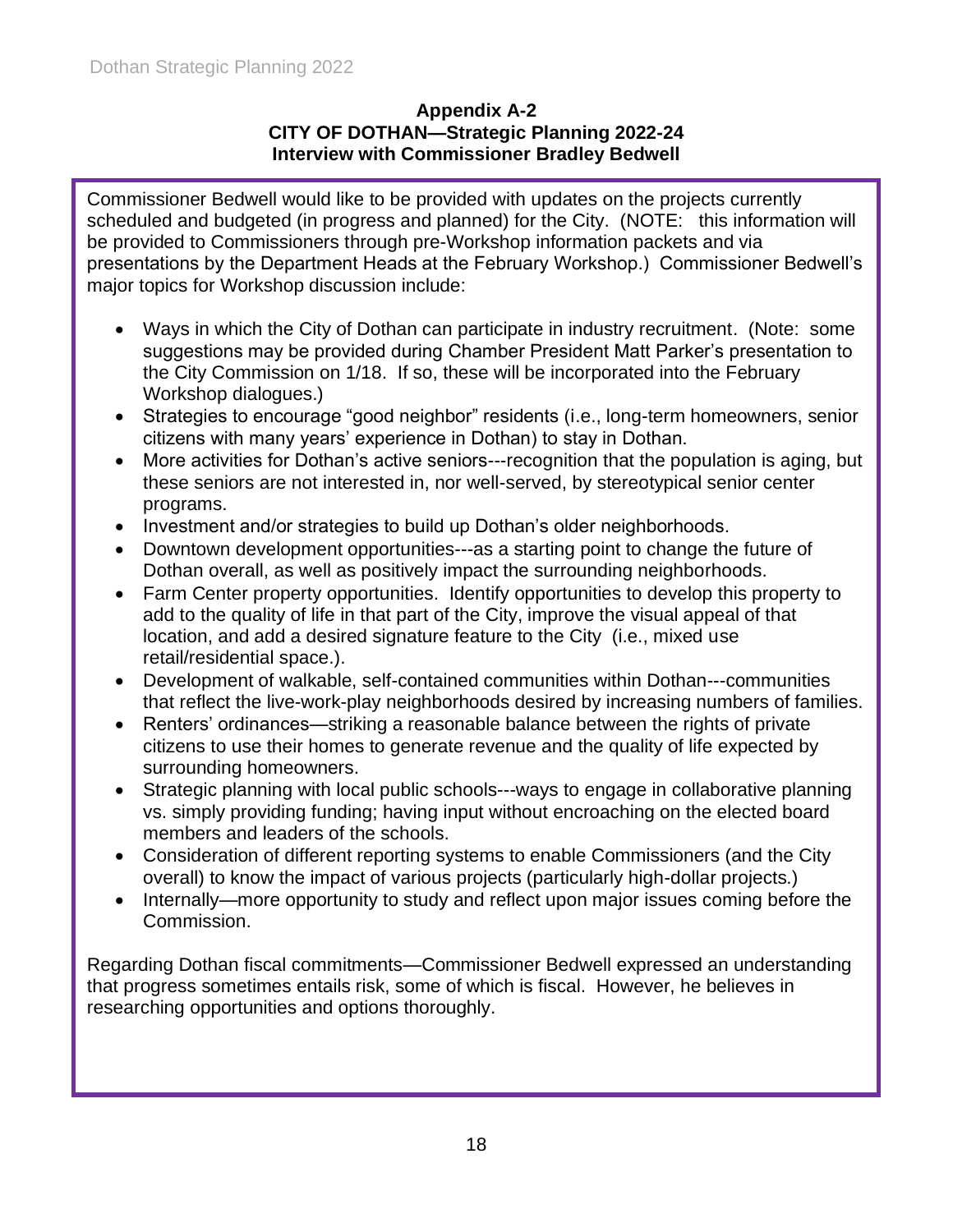**Appendix A-2**
**CITY OF DOTHAN—Strategic Planning 2022-24**
**Interview with Commissioner Bradley Bedwell**

Commissioner Bedwell would like to be provided with updates on the projects currently scheduled and budgeted (in progress and planned) for the City. (NOTE: this information will be provided to Commissioners through pre-Workshop information packets and via presentations by the Department Heads at the February Workshop.) Commissioner Bedwell's major topics for Workshop discussion include:

- Ways in which the City of Dothan can participate in industry recruitment. (Note: some suggestions may be provided during Chamber President Matt Parker's presentation to the City Commission on 1/18. If so, these will be incorporated into the February Workshop dialogues.)
- Strategies to encourage "good neighbor" residents (i.e., long-term homeowners, senior citizens with many years' experience in Dothan) to stay in Dothan.
- More activities for Dothan's active seniors---recognition that the population is aging, but these seniors are not interested in, nor well-served, by stereotypical senior center programs.
- Investment and/or strategies to build up Dothan's older neighborhoods.
- Downtown development opportunities---as a starting point to change the future of Dothan overall, as well as positively impact the surrounding neighborhoods.
- Farm Center property opportunities. Identify opportunities to develop this property to add to the quality of life in that part of the City, improve the visual appeal of that location, and add a desired signature feature to the City (i.e., mixed use retail/residential space.).
- Development of walkable, self-contained communities within Dothan---communities that reflect the live-work-play neighborhoods desired by increasing numbers of families.
- Renters' ordinances—striking a reasonable balance between the rights of private citizens to use their homes to generate revenue and the quality of life expected by surrounding homeowners.
- Strategic planning with local public schools---ways to engage in collaborative planning vs. simply providing funding; having input without encroaching on the elected board members and leaders of the schools.
- Consideration of different reporting systems to enable Commissioners (and the City overall) to know the impact of various projects (particularly high-dollar projects.)
- Internally—more opportunity to study and reflect upon major issues coming before the Commission.

Regarding Dothan fiscal commitments—Commissioner Bedwell expressed an understanding that progress sometimes entails risk, some of which is fiscal. However, he believes in researching opportunities and options thoroughly.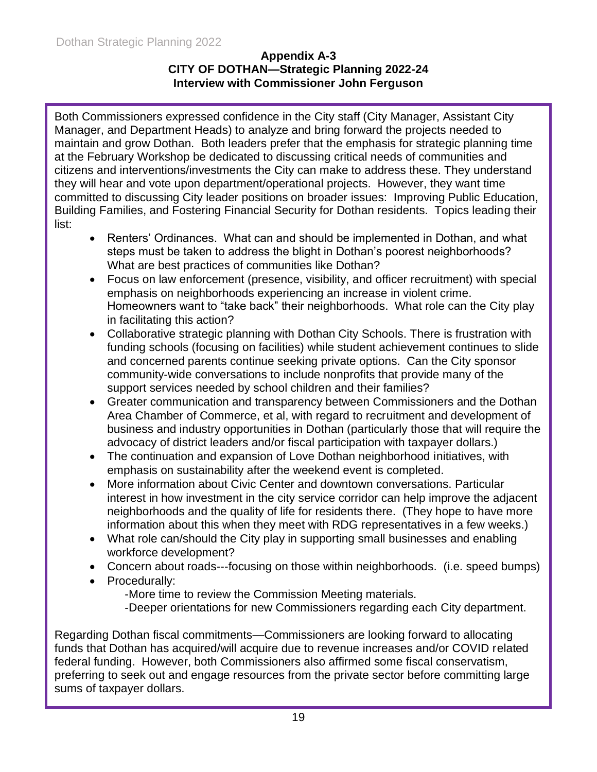**Appendix A-3**
**CITY OF DOTHAN—Strategic Planning 2022-24**
**Interview with Commissioner John Ferguson**

Both Commissioners expressed confidence in the City staff (City Manager, Assistant City Manager, and Department Heads) to analyze and bring forward the projects needed to maintain and grow Dothan. Both leaders prefer that the emphasis for strategic planning time at the February Workshop be dedicated to discussing critical needs of communities and citizens and interventions/investments the City can make to address these. They understand they will hear and vote upon department/operational projects. However, they want time committed to discussing City leader positions on broader issues: Improving Public Education, Building Families, and Fostering Financial Security for Dothan residents. Topics leading their list:

- Renters' Ordinances. What can and should be implemented in Dothan, and what steps must be taken to address the blight in Dothan's poorest neighborhoods? What are best practices of communities like Dothan?
- Focus on law enforcement (presence, visibility, and officer recruitment) with special emphasis on neighborhoods experiencing an increase in violent crime. Homeowners want to "take back" their neighborhoods. What role can the City play in facilitating this action?
- Collaborative strategic planning with Dothan City Schools. There is frustration with funding schools (focusing on facilities) while student achievement continues to slide and concerned parents continue seeking private options. Can the City sponsor community-wide conversations to include nonprofits that provide many of the support services needed by school children and their families?
- Greater communication and transparency between Commissioners and the Dothan Area Chamber of Commerce, et al, with regard to recruitment and development of business and industry opportunities in Dothan (particularly those that will require the advocacy of district leaders and/or fiscal participation with taxpayer dollars.)
- The continuation and expansion of Love Dothan neighborhood initiatives, with emphasis on sustainability after the weekend event is completed.
- More information about Civic Center and downtown conversations. Particular interest in how investment in the city service corridor can help improve the adjacent neighborhoods and the quality of life for residents there. (They hope to have more information about this when they meet with RDG representatives in a few weeks.)
- What role can/should the City play in supporting small businesses and enabling workforce development?
- Concern about roads---focusing on those within neighborhoods. (i.e. speed bumps)
- Procedurally:
  - -More time to review the Commission Meeting materials.
  - -Deeper orientations for new Commissioners regarding each City department.

Regarding Dothan fiscal commitments—Commissioners are looking forward to allocating funds that Dothan has acquired/will acquire due to revenue increases and/or COVID related federal funding. However, both Commissioners also affirmed some fiscal conservatism, preferring to seek out and engage resources from the private sector before committing large sums of taxpayer dollars.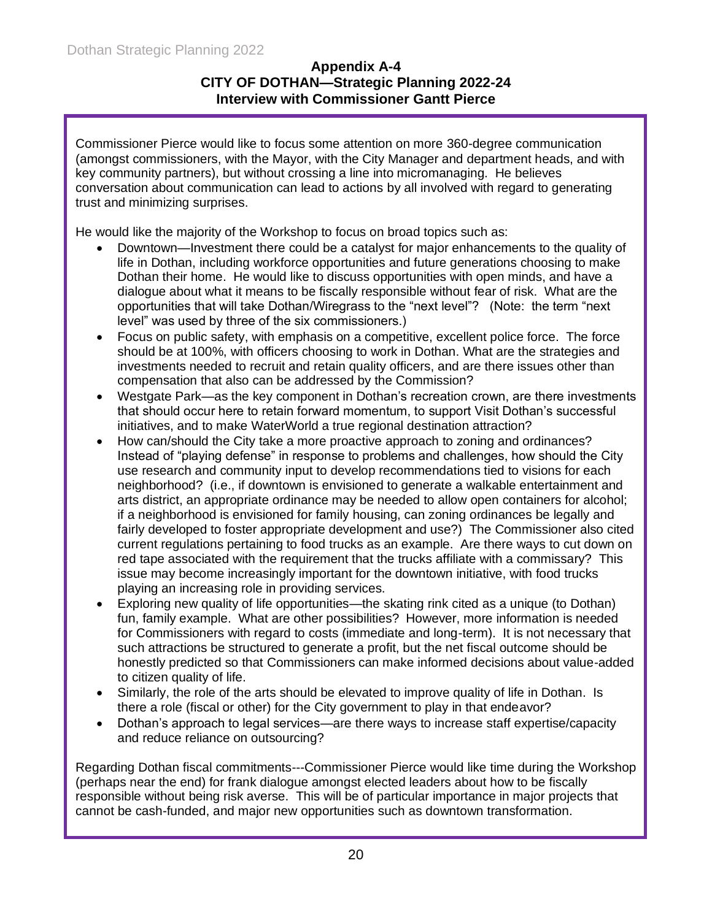## Appendix A-4
## CITY OF DOTHAN—Strategic Planning 2022-24
## Interview with Commissioner Gantt Pierce

Commissioner Pierce would like to focus some attention on more 360-degree communication (amongst commissioners, with the Mayor, with the City Manager and department heads, and with key community partners), but without crossing a line into micromanaging. He believes conversation about communication can lead to actions by all involved with regard to generating trust and minimizing surprises.

He would like the majority of the Workshop to focus on broad topics such as:

- Downtown—Investment there could be a catalyst for major enhancements to the quality of life in Dothan, including workforce opportunities and future generations choosing to make Dothan their home. He would like to discuss opportunities with open minds, and have a dialogue about what it means to be fiscally responsible without fear of risk. What are the opportunities that will take Dothan/Wiregrass to the "next level"? (Note: the term "next level" was used by three of the six commissioners.)
- Focus on public safety, with emphasis on a competitive, excellent police force. The force should be at 100%, with officers choosing to work in Dothan. What are the strategies and investments needed to recruit and retain quality officers, and are there issues other than compensation that also can be addressed by the Commission?
- Westgate Park—as the key component in Dothan's recreation crown, are there investments that should occur here to retain forward momentum, to support Visit Dothan's successful initiatives, and to make WaterWorld a true regional destination attraction?
- How can/should the City take a more proactive approach to zoning and ordinances? Instead of "playing defense" in response to problems and challenges, how should the City use research and community input to develop recommendations tied to visions for each neighborhood? (i.e., if downtown is envisioned to generate a walkable entertainment and arts district, an appropriate ordinance may be needed to allow open containers for alcohol; if a neighborhood is envisioned for family housing, can zoning ordinances be legally and fairly developed to foster appropriate development and use?) The Commissioner also cited current regulations pertaining to food trucks as an example. Are there ways to cut down on red tape associated with the requirement that the trucks affiliate with a commissary? This issue may become increasingly important for the downtown initiative, with food trucks playing an increasing role in providing services.
- Exploring new quality of life opportunities—the skating rink cited as a unique (to Dothan) fun, family example. What are other possibilities? However, more information is needed for Commissioners with regard to costs (immediate and long-term). It is not necessary that such attractions be structured to generate a profit, but the net fiscal outcome should be honestly predicted so that Commissioners can make informed decisions about value-added to citizen quality of life.
- Similarly, the role of the arts should be elevated to improve quality of life in Dothan. Is there a role (fiscal or other) for the City government to play in that endeavor?
- Dothan's approach to legal services—are there ways to increase staff expertise/capacity and reduce reliance on outsourcing?

Regarding Dothan fiscal commitments---Commissioner Pierce would like time during the Workshop (perhaps near the end) for frank dialogue amongst elected leaders about how to be fiscally responsible without being risk averse. This will be of particular importance in major projects that cannot be cash-funded, and major new opportunities such as downtown transformation.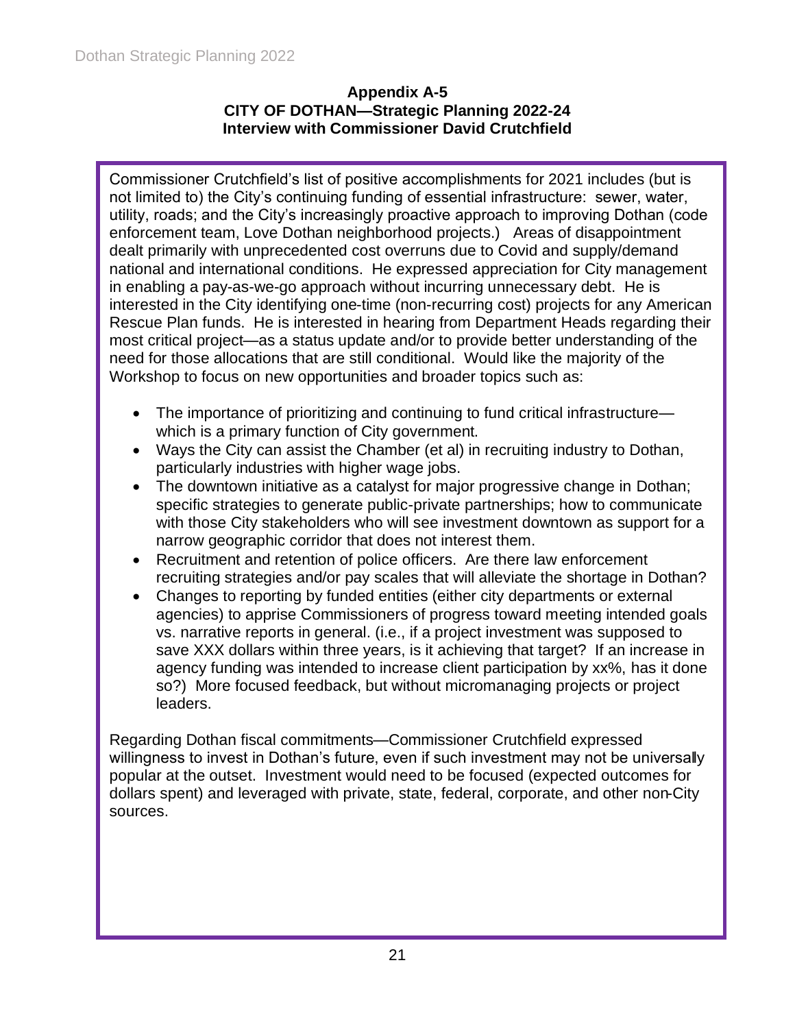**Appendix A-5**
**CITY OF DOTHAN—Strategic Planning 2022-24**
**Interview with Commissioner David Crutchfield**

Commissioner Crutchfield's list of positive accomplishments for 2021 includes (but is not limited to) the City's continuing funding of essential infrastructure: sewer, water, utility, roads; and the City's increasingly proactive approach to improving Dothan (code enforcement team, Love Dothan neighborhood projects.) Areas of disappointment dealt primarily with unprecedented cost overruns due to Covid and supply/demand national and international conditions. He expressed appreciation for City management in enabling a pay-as-we-go approach without incurring unnecessary debt. He is interested in the City identifying one-time (non-recurring cost) projects for any American Rescue Plan funds. He is interested in hearing from Department Heads regarding their most critical project—as a status update and/or to provide better understanding of the need for those allocations that are still conditional. Would like the majority of the Workshop to focus on new opportunities and broader topics such as:

- The importance of prioritizing and continuing to fund critical infrastructure—which is a primary function of City government.
- Ways the City can assist the Chamber (et al) in recruiting industry to Dothan, particularly industries with higher wage jobs.
- The downtown initiative as a catalyst for major progressive change in Dothan; specific strategies to generate public-private partnerships; how to communicate with those City stakeholders who will see investment downtown as support for a narrow geographic corridor that does not interest them.
- Recruitment and retention of police officers. Are there law enforcement recruiting strategies and/or pay scales that will alleviate the shortage in Dothan?
- Changes to reporting by funded entities (either city departments or external agencies) to apprise Commissioners of progress toward meeting intended goals vs. narrative reports in general. (i.e., if a project investment was supposed to save XXX dollars within three years, is it achieving that target? If an increase in agency funding was intended to increase client participation by xx%, has it done so?) More focused feedback, but without micromanaging projects or project leaders.

Regarding Dothan fiscal commitments—Commissioner Crutchfield expressed willingness to invest in Dothan's future, even if such investment may not be universally popular at the outset. Investment would need to be focused (expected outcomes for dollars spent) and leveraged with private, state, federal, corporate, and other non-City sources.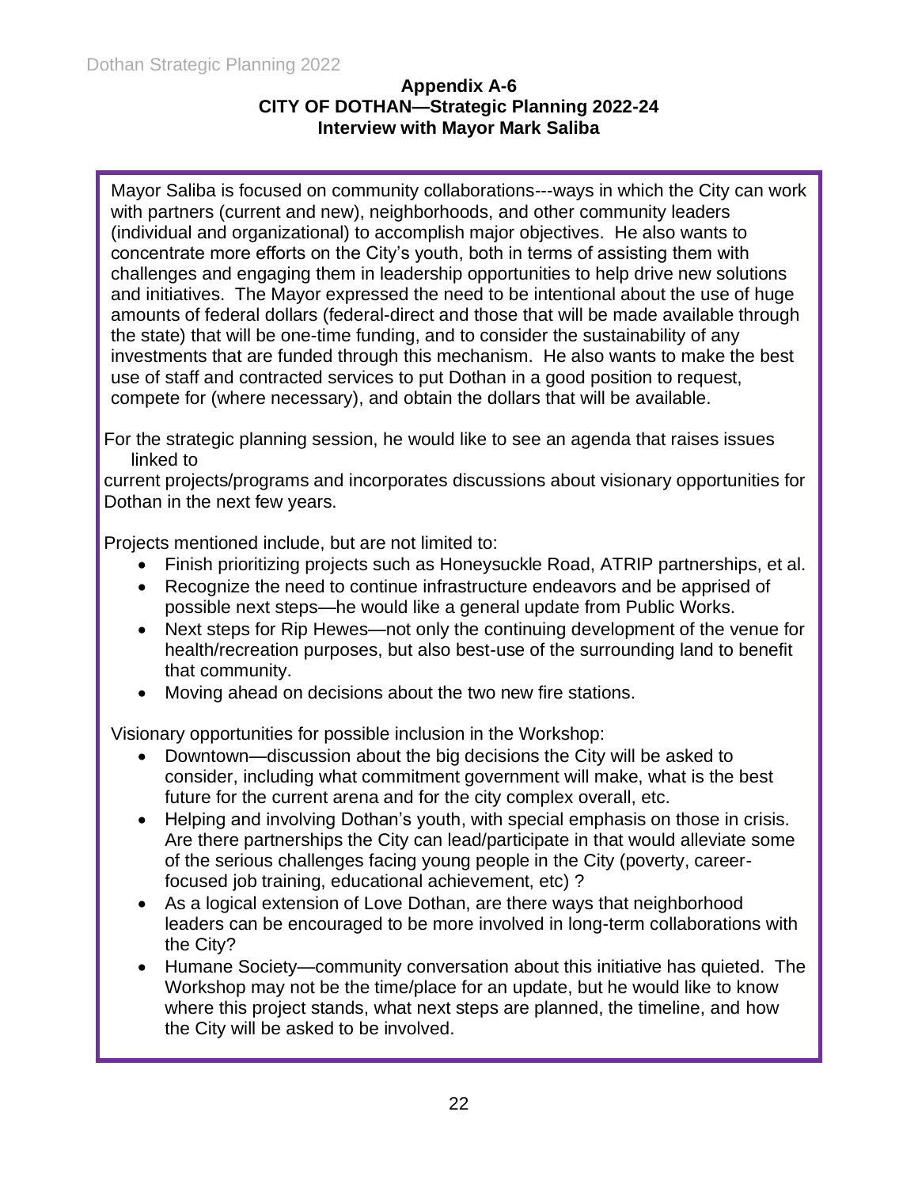**Appendix A-6**
**CITY OF DOTHAN—Strategic Planning 2022-24**
**Interview with Mayor Mark Saliba**

Mayor Saliba is focused on community collaborations---ways in which the City can work with partners (current and new), neighborhoods, and other community leaders (individual and organizational) to accomplish major objectives. He also wants to concentrate more efforts on the City's youth, both in terms of assisting them with challenges and engaging them in leadership opportunities to help drive new solutions and initiatives. The Mayor expressed the need to be intentional about the use of huge amounts of federal dollars (federal-direct and those that will be made available through the state) that will be one-time funding, and to consider the sustainability of any investments that are funded through this mechanism. He also wants to make the best use of staff and contracted services to put Dothan in a good position to request, compete for (where necessary), and obtain the dollars that will be available.

For the strategic planning session, he would like to see an agenda that raises issues linked to current projects/programs and incorporates discussions about visionary opportunities for Dothan in the next few years.

Projects mentioned include, but are not limited to:

- Finish prioritizing projects such as Honeysuckle Road, ATRIP partnerships, et al.
- Recognize the need to continue infrastructure endeavors and be apprised of possible next steps—he would like a general update from Public Works.
- Next steps for Rip Hewes—not only the continuing development of the venue for health/recreation purposes, but also best-use of the surrounding land to benefit that community.
- Moving ahead on decisions about the two new fire stations.

Visionary opportunities for possible inclusion in the Workshop:

- Downtown—discussion about the big decisions the City will be asked to consider, including what commitment government will make, what is the best future for the current arena and for the city complex overall, etc.
- Helping and involving Dothan's youth, with special emphasis on those in crisis. Are there partnerships the City can lead/participate in that would alleviate some of the serious challenges facing young people in the City (poverty, career-focused job training, educational achievement, etc) ?
- As a logical extension of Love Dothan, are there ways that neighborhood leaders can be encouraged to be more involved in long-term collaborations with the City?
- Humane Society—community conversation about this initiative has quieted. The Workshop may not be the time/place for an update, but he would like to know where this project stands, what next steps are planned, the timeline, and how the City will be asked to be involved.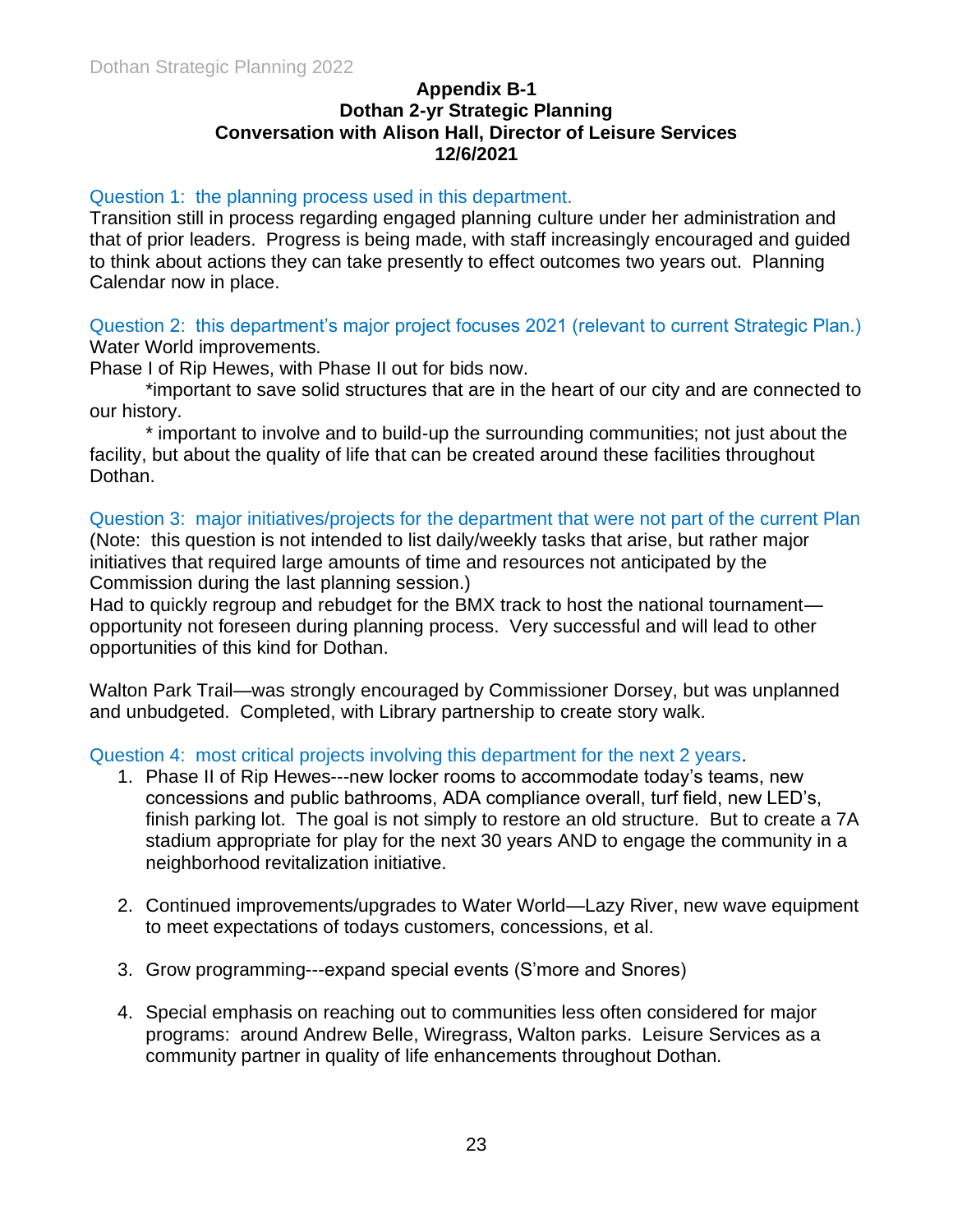**Appendix B-1**
**Dothan 2-yr Strategic Planning**
**Conversation with Alison Hall, Director of Leisure Services**
**12/6/2021**

Question 1: the planning process used in this department.

Transition still in process regarding engaged planning culture under her administration and that of prior leaders. Progress is being made, with staff increasingly encouraged and guided to think about actions they can take presently to effect outcomes two years out. Planning Calendar now in place.

Question 2: this department's major project focuses 2021 (relevant to current Strategic Plan.)

Water World improvements.

Phase I of Rip Hewes, with Phase II out for bids now.

*important to save solid structures that are in the heart of our city and are connected to our history.

* important to involve and to build-up the surrounding communities; not just about the facility, but about the quality of life that can be created around these facilities throughout Dothan.

Question 3: major initiatives/projects for the department that were not part of the current Plan

(Note: this question is not intended to list daily/weekly tasks that arise, but rather major initiatives that required large amounts of time and resources not anticipated by the Commission during the last planning session.)

Had to quickly regroup and rebudget for the BMX track to host the national tournament—opportunity not foreseen during planning process. Very successful and will lead to other opportunities of this kind for Dothan.

Walton Park Trail—was strongly encouraged by Commissioner Dorsey, but was unplanned and unbudgeted. Completed, with Library partnership to create story walk.

Question 4: most critical projects involving this department for the next 2 years.

1. Phase II of Rip Hewes---new locker rooms to accommodate today's teams, new concessions and public bathrooms, ADA compliance overall, turf field, new LED's, finish parking lot. The goal is not simply to restore an old structure. But to create a 7A stadium appropriate for play for the next 30 years AND to engage the community in a neighborhood revitalization initiative.

2. Continued improvements/upgrades to Water World—Lazy River, new wave equipment to meet expectations of todays customers, concessions, et al.

3. Grow programming---expand special events (S'more and Snores)

4. Special emphasis on reaching out to communities less often considered for major programs: around Andrew Belle, Wiregrass, Walton parks. Leisure Services as a community partner in quality of life enhancements throughout Dothan.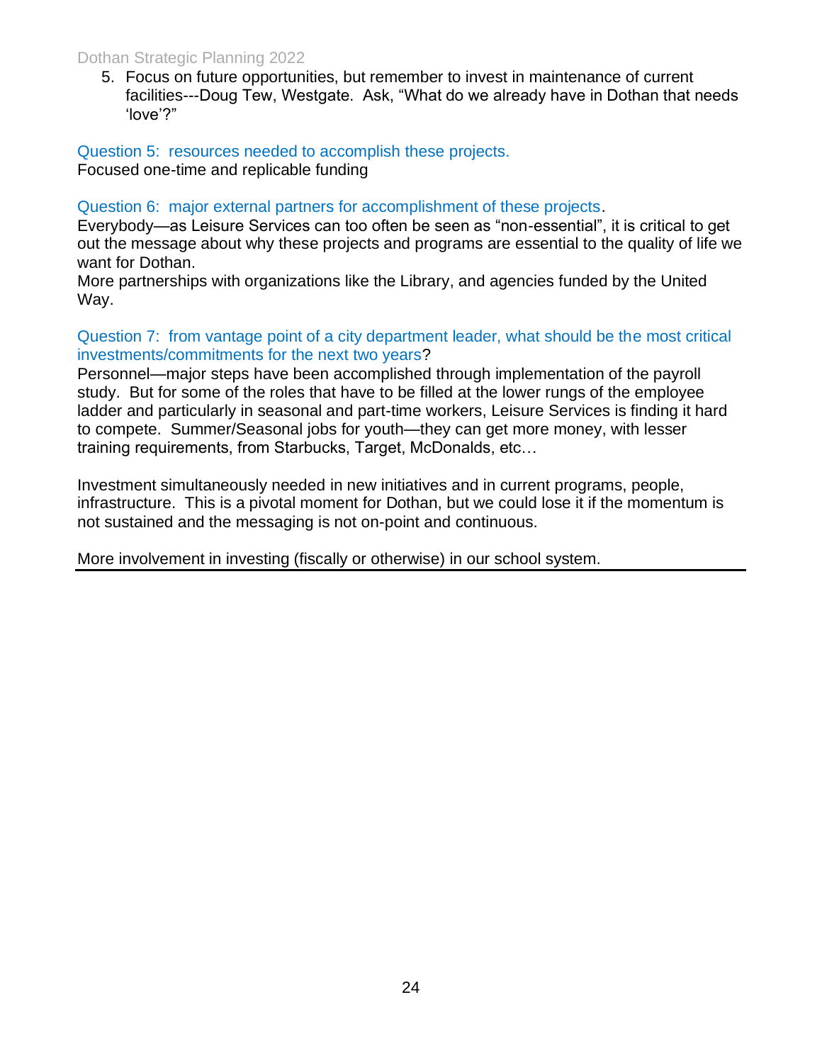5. Focus on future opportunities, but remember to invest in maintenance of current facilities---Doug Tew, Westgate. Ask, "What do we already have in Dothan that needs 'love'?"

### Question 5: resources needed to accomplish these projects.

Focused one-time and replicable funding

### Question 6: major external partners for accomplishment of these projects.

Everybody—as Leisure Services can too often be seen as "non-essential", it is critical to get out the message about why these projects and programs are essential to the quality of life we want for Dothan.

More partnerships with organizations like the Library, and agencies funded by the United Way.

### Question 7: from vantage point of a city department leader, what should be the most critical investments/commitments for the next two years?

Personnel—major steps have been accomplished through implementation of the payroll study. But for some of the roles that have to be filled at the lower rungs of the employee ladder and particularly in seasonal and part-time workers, Leisure Services is finding it hard to compete. Summer/Seasonal jobs for youth—they can get more money, with lesser training requirements, from Starbucks, Target, McDonalds, etc…

Investment simultaneously needed in new initiatives and in current programs, people, infrastructure. This is a pivotal moment for Dothan, but we could lose it if the momentum is not sustained and the messaging is not on-point and continuous.

More involvement in investing (fiscally or otherwise) in our school system.

---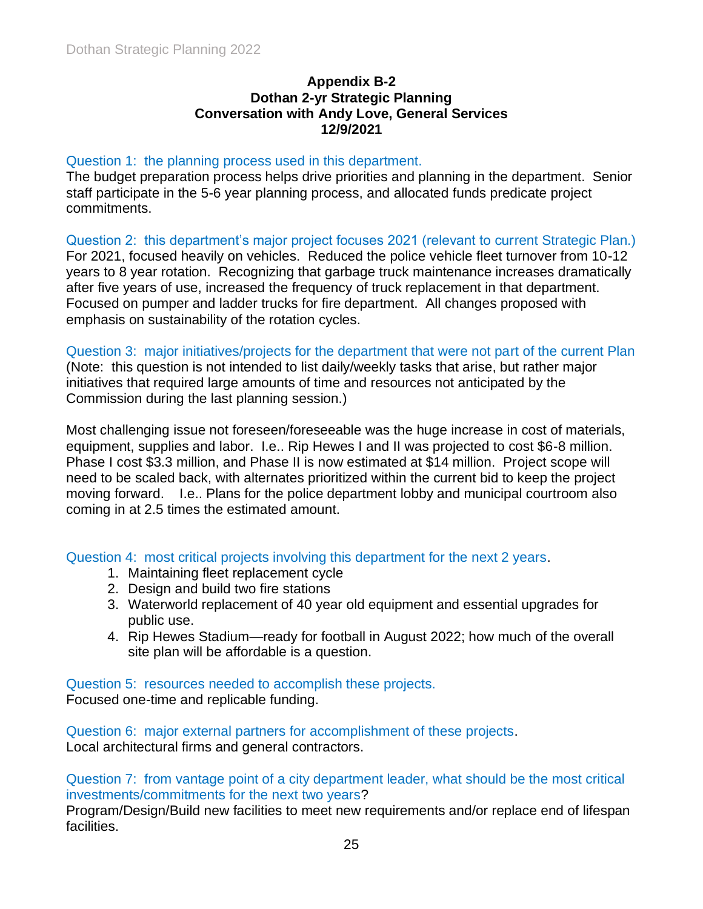**Appendix B-2**
**Dothan 2-yr Strategic Planning**
**Conversation with Andy Love, General Services**
**12/9/2021**

Question 1: the planning process used in this department.

The budget preparation process helps drive priorities and planning in the department. Senior staff participate in the 5-6 year planning process, and allocated funds predicate project commitments.

Question 2: this department's major project focuses 2021 (relevant to current Strategic Plan.)

For 2021, focused heavily on vehicles. Reduced the police vehicle fleet turnover from 10-12 years to 8 year rotation. Recognizing that garbage truck maintenance increases dramatically after five years of use, increased the frequency of truck replacement in that department. Focused on pumper and ladder trucks for fire department. All changes proposed with emphasis on sustainability of the rotation cycles.

Question 3: major initiatives/projects for the department that were not part of the current Plan

(Note: this question is not intended to list daily/weekly tasks that arise, but rather major initiatives that required large amounts of time and resources not anticipated by the Commission during the last planning session.)

Most challenging issue not foreseen/foreseeable was the huge increase in cost of materials, equipment, supplies and labor. I.e.. Rip Hewes I and II was projected to cost $6-8 million. Phase I cost $3.3 million, and Phase II is now estimated at $14 million. Project scope will need to be scaled back, with alternates prioritized within the current bid to keep the project moving forward. I.e.. Plans for the police department lobby and municipal courtroom also coming in at 2.5 times the estimated amount.

Question 4: most critical projects involving this department for the next 2 years.

1. Maintaining fleet replacement cycle
2. Design and build two fire stations
3. Waterworld replacement of 40 year old equipment and essential upgrades for public use.
4. Rip Hewes Stadium—ready for football in August 2022; how much of the overall site plan will be affordable is a question.

Question 5: resources needed to accomplish these projects.

Focused one-time and replicable funding.

Question 6: major external partners for accomplishment of these projects.

Local architectural firms and general contractors.

Question 7: from vantage point of a city department leader, what should be the most critical investments/commitments for the next two years?

Program/Design/Build new facilities to meet new requirements and/or replace end of lifespan facilities.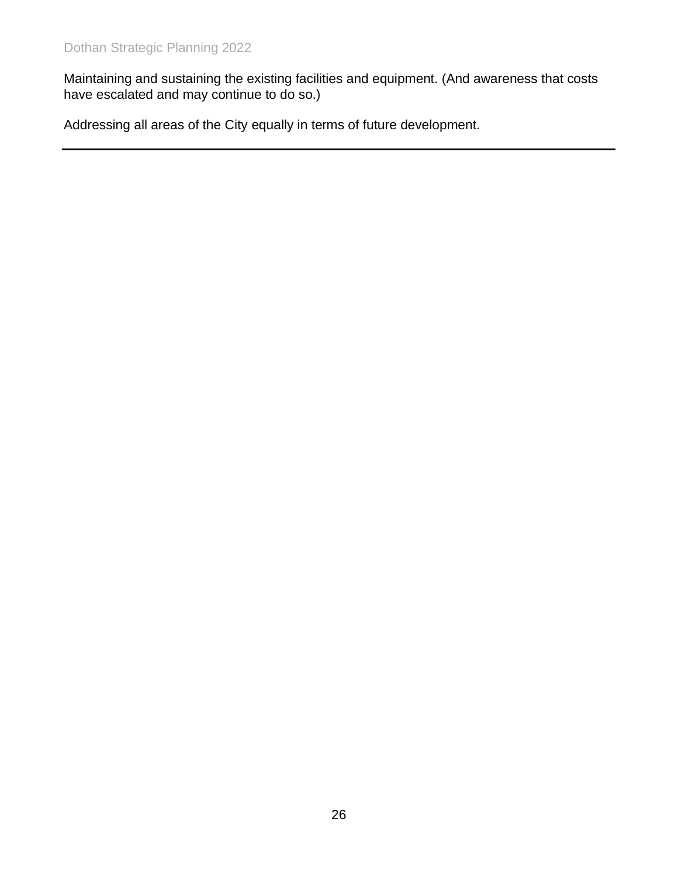Maintaining and sustaining the existing facilities and equipment. (And awareness that costs have escalated and may continue to do so.)

Addressing all areas of the City equally in terms of future development.

---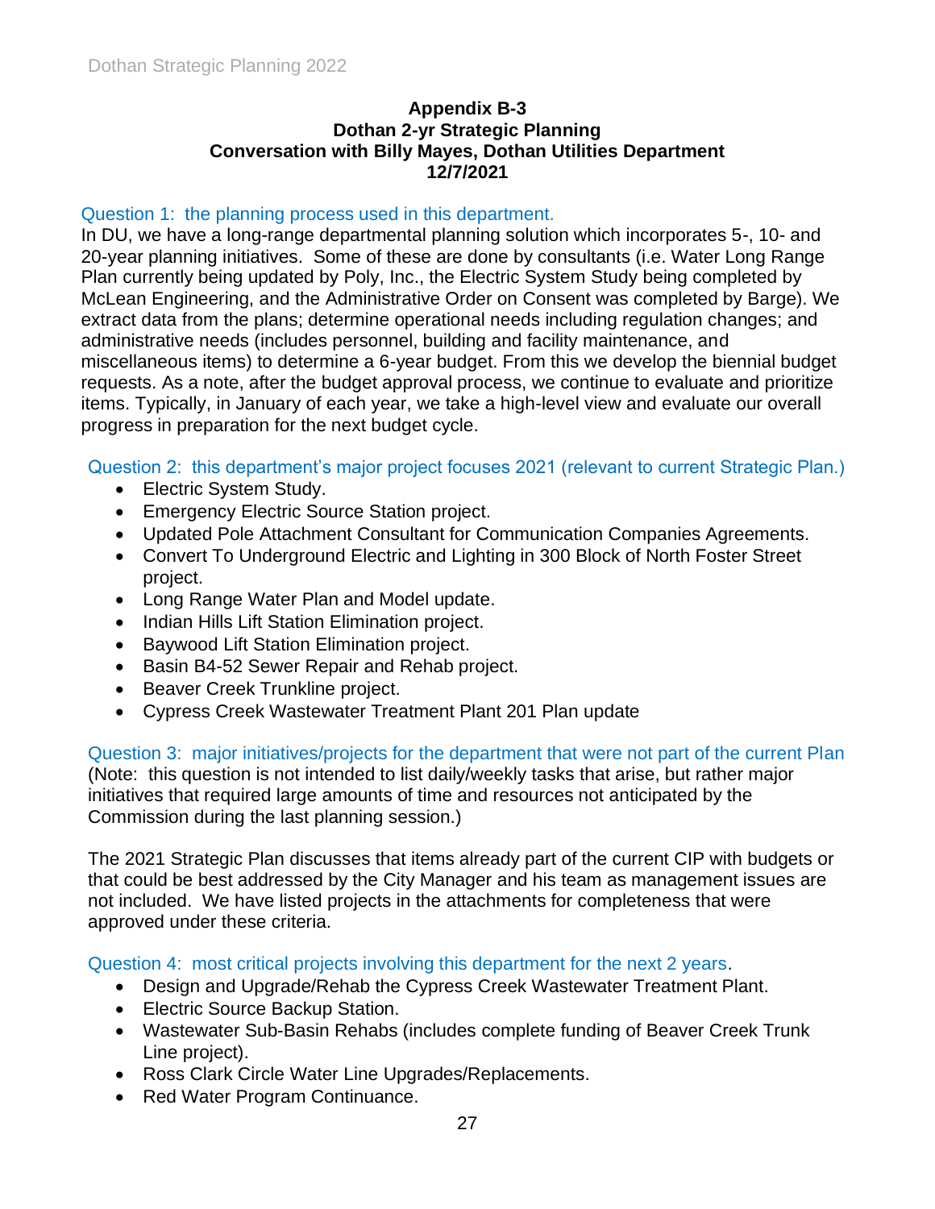**Appendix B-3**
**Dothan 2-yr Strategic Planning**
**Conversation with Billy Mayes, Dothan Utilities Department**
**12/7/2021**

Question 1: the planning process used in this department.

In DU, we have a long-range departmental planning solution which incorporates 5-, 10- and 20-year planning initiatives. Some of these are done by consultants (i.e. Water Long Range Plan currently being updated by Poly, Inc., the Electric System Study being completed by McLean Engineering, and the Administrative Order on Consent was completed by Barge). We extract data from the plans; determine operational needs including regulation changes; and administrative needs (includes personnel, building and facility maintenance, and miscellaneous items) to determine a 6-year budget. From this we develop the biennial budget requests. As a note, after the budget approval process, we continue to evaluate and prioritize items. Typically, in January of each year, we take a high-level view and evaluate our overall progress in preparation for the next budget cycle.

Question 2: this department's major project focuses 2021 (relevant to current Strategic Plan.)

- Electric System Study.
- Emergency Electric Source Station project.
- Updated Pole Attachment Consultant for Communication Companies Agreements.
- Convert To Underground Electric and Lighting in 300 Block of North Foster Street project.
- Long Range Water Plan and Model update.
- Indian Hills Lift Station Elimination project.
- Baywood Lift Station Elimination project.
- Basin B4-52 Sewer Repair and Rehab project.
- Beaver Creek Trunkline project.
- Cypress Creek Wastewater Treatment Plant 201 Plan update

Question 3: major initiatives/projects for the department that were not part of the current Plan (Note: this question is not intended to list daily/weekly tasks that arise, but rather major initiatives that required large amounts of time and resources not anticipated by the Commission during the last planning session.)

The 2021 Strategic Plan discusses that items already part of the current CIP with budgets or that could be best addressed by the City Manager and his team as management issues are not included. We have listed projects in the attachments for completeness that were approved under these criteria.

Question 4: most critical projects involving this department for the next 2 years.

- Design and Upgrade/Rehab the Cypress Creek Wastewater Treatment Plant.
- Electric Source Backup Station.
- Wastewater Sub-Basin Rehabs (includes complete funding of Beaver Creek Trunk Line project).
- Ross Clark Circle Water Line Upgrades/Replacements.
- Red Water Program Continuance.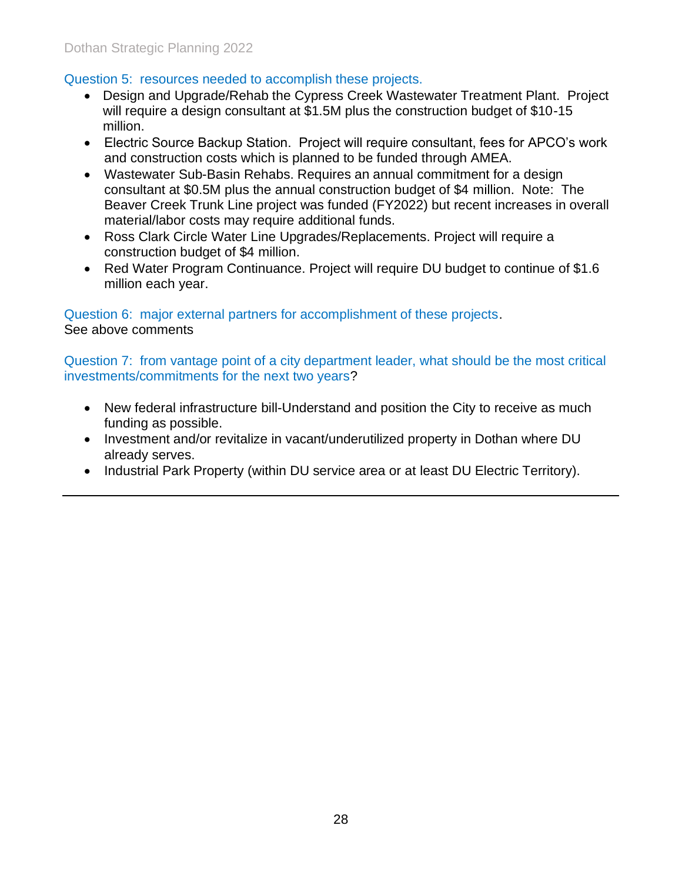### Question 5: resources needed to accomplish these projects.

- Design and Upgrade/Rehab the Cypress Creek Wastewater Treatment Plant. Project will require a design consultant at $1.5M plus the construction budget of $10-15 million.
- Electric Source Backup Station. Project will require consultant, fees for APCO's work and construction costs which is planned to be funded through AMEA.
- Wastewater Sub-Basin Rehabs. Requires an annual commitment for a design consultant at $0.5M plus the annual construction budget of $4 million. Note: The Beaver Creek Trunk Line project was funded (FY2022) but recent increases in overall material/labor costs may require additional funds.
- Ross Clark Circle Water Line Upgrades/Replacements. Project will require a construction budget of $4 million.
- Red Water Program Continuance. Project will require DU budget to continue of $1.6 million each year.

### Question 6: major external partners for accomplishment of these projects.

See above comments

### Question 7: from vantage point of a city department leader, what should be the most critical investments/commitments for the next two years?

- New federal infrastructure bill-Understand and position the City to receive as much funding as possible.
- Investment and/or revitalize in vacant/underutilized property in Dothan where DU already serves.
- Industrial Park Property (within DU service area or at least DU Electric Territory).

---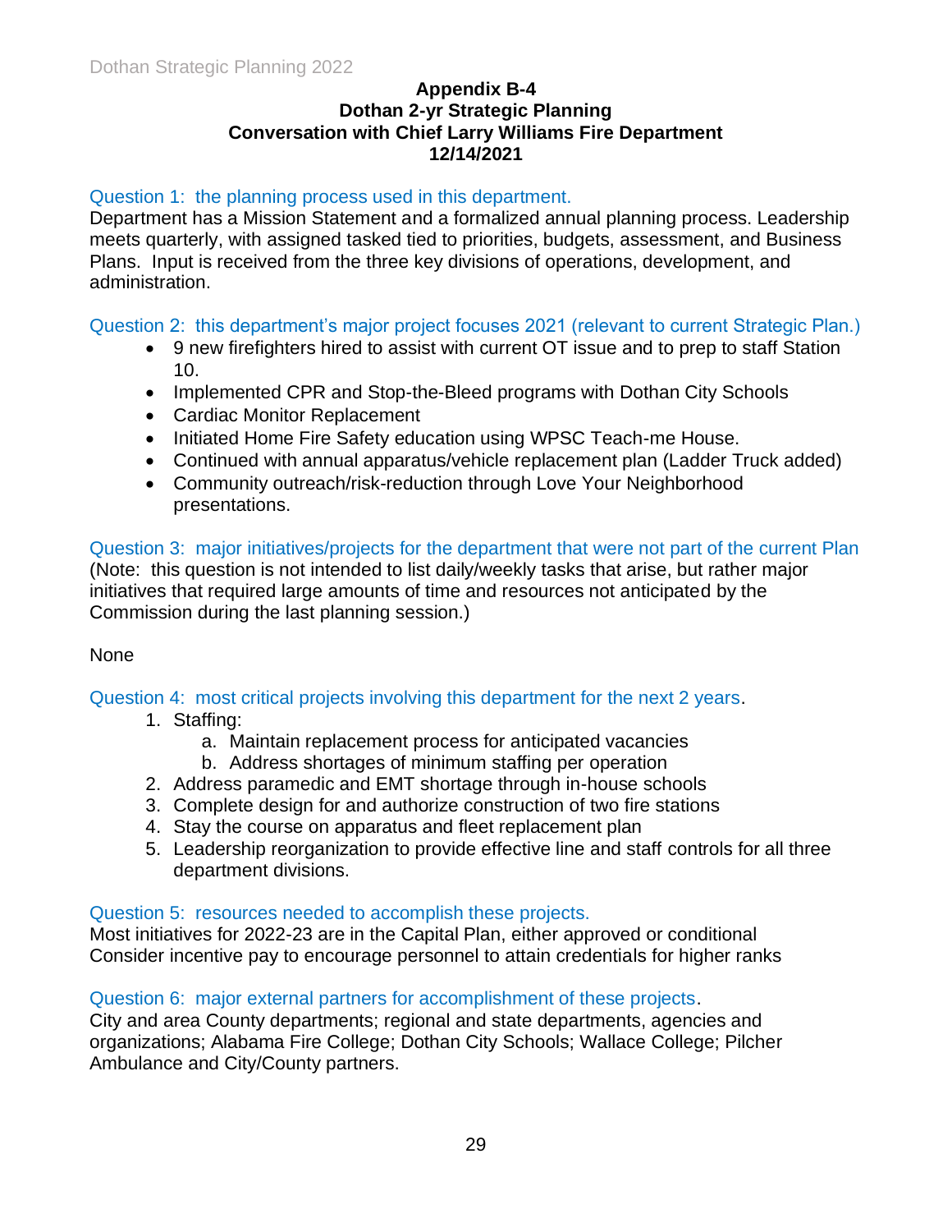**Appendix B-4**
**Dothan 2-yr Strategic Planning**
**Conversation with Chief Larry Williams Fire Department**
**12/14/2021**

Question 1: the planning process used in this department.

Department has a Mission Statement and a formalized annual planning process. Leadership meets quarterly, with assigned tasked tied to priorities, budgets, assessment, and Business Plans. Input is received from the three key divisions of operations, development, and administration.

Question 2: this department's major project focuses 2021 (relevant to current Strategic Plan.)

- 9 new firefighters hired to assist with current OT issue and to prep to staff Station 10.
- Implemented CPR and Stop-the-Bleed programs with Dothan City Schools
- Cardiac Monitor Replacement
- Initiated Home Fire Safety education using WPSC Teach-me House.
- Continued with annual apparatus/vehicle replacement plan (Ladder Truck added)
- Community outreach/risk-reduction through Love Your Neighborhood presentations.

Question 3: major initiatives/projects for the department that were not part of the current Plan
(Note: this question is not intended to list daily/weekly tasks that arise, but rather major initiatives that required large amounts of time and resources not anticipated by the Commission during the last planning session.)

None

Question 4: most critical projects involving this department for the next 2 years.

1. Staffing:
   a. Maintain replacement process for anticipated vacancies
   b. Address shortages of minimum staffing per operation
2. Address paramedic and EMT shortage through in-house schools
3. Complete design for and authorize construction of two fire stations
4. Stay the course on apparatus and fleet replacement plan
5. Leadership reorganization to provide effective line and staff controls for all three department divisions.

Question 5: resources needed to accomplish these projects.

Most initiatives for 2022-23 are in the Capital Plan, either approved or conditional
Consider incentive pay to encourage personnel to attain credentials for higher ranks

Question 6: major external partners for accomplishment of these projects.

City and area County departments; regional and state departments, agencies and organizations; Alabama Fire College; Dothan City Schools; Wallace College; Pilcher Ambulance and City/County partners.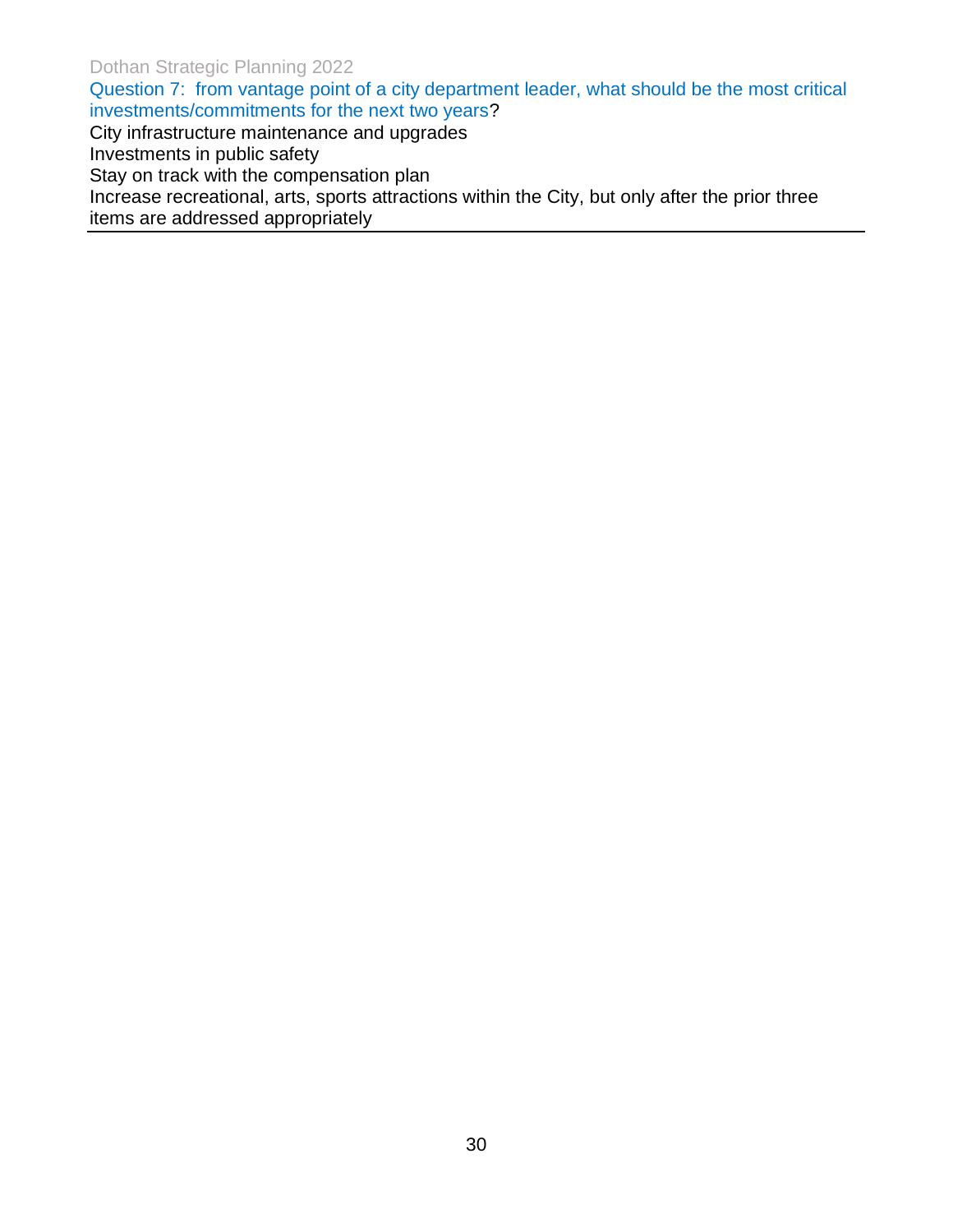Question 7: from vantage point of a city department leader, what should be the most critical investments/commitments for the next two years?

City infrastructure maintenance and upgrades

Investments in public safety

Stay on track with the compensation plan

Increase recreational, arts, sports attractions within the City, but only after the prior three items are addressed appropriately

---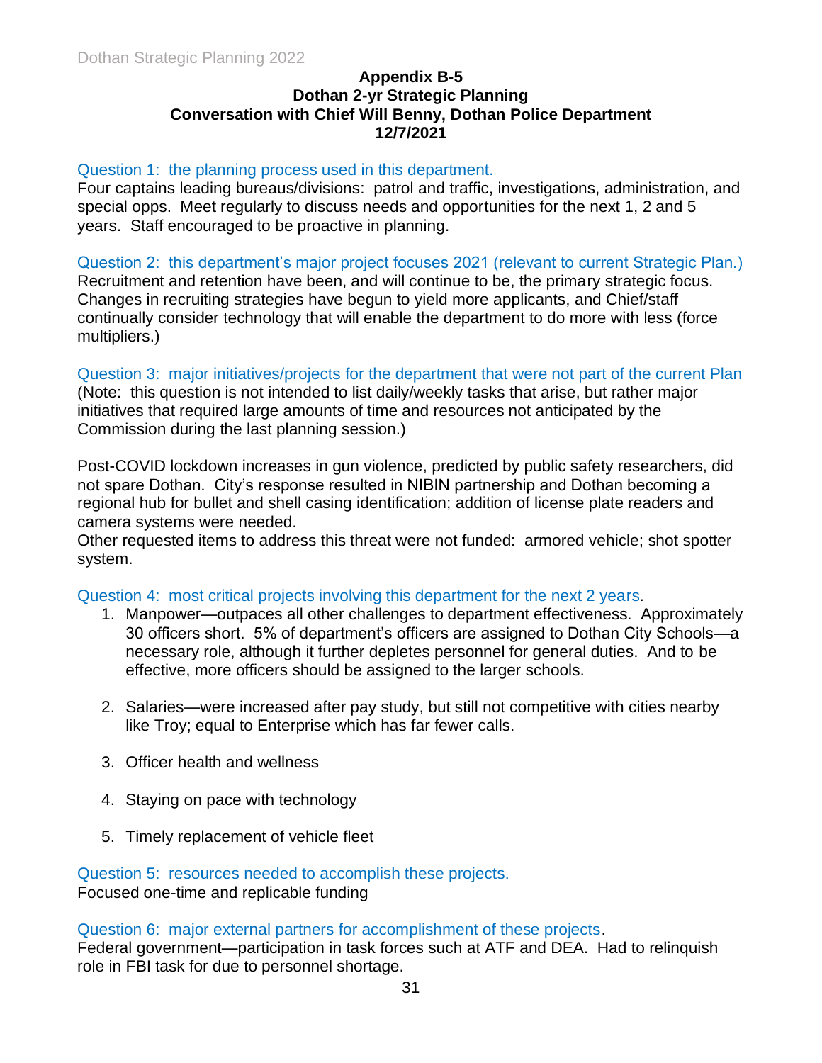**Appendix B-5**
**Dothan 2-yr Strategic Planning**
**Conversation with Chief Will Benny, Dothan Police Department**
**12/7/2021**

Question 1: the planning process used in this department.

Four captains leading bureaus/divisions: patrol and traffic, investigations, administration, and special opps. Meet regularly to discuss needs and opportunities for the next 1, 2 and 5 years. Staff encouraged to be proactive in planning.

Question 2: this department's major project focuses 2021 (relevant to current Strategic Plan.)

Recruitment and retention have been, and will continue to be, the primary strategic focus. Changes in recruiting strategies have begun to yield more applicants, and Chief/staff continually consider technology that will enable the department to do more with less (force multipliers.)

Question 3: major initiatives/projects for the department that were not part of the current Plan

(Note: this question is not intended to list daily/weekly tasks that arise, but rather major initiatives that required large amounts of time and resources not anticipated by the Commission during the last planning session.)

Post-COVID lockdown increases in gun violence, predicted by public safety researchers, did not spare Dothan. City's response resulted in NIBIN partnership and Dothan becoming a regional hub for bullet and shell casing identification; addition of license plate readers and camera systems were needed.

Other requested items to address this threat were not funded: armored vehicle; shot spotter system.

Question 4: most critical projects involving this department for the next 2 years.

1. Manpower—outpaces all other challenges to department effectiveness. Approximately 30 officers short. 5% of department's officers are assigned to Dothan City Schools—a necessary role, although it further depletes personnel for general duties. And to be effective, more officers should be assigned to the larger schools.

2. Salaries—were increased after pay study, but still not competitive with cities nearby like Troy; equal to Enterprise which has far fewer calls.

3. Officer health and wellness

4. Staying on pace with technology

5. Timely replacement of vehicle fleet

Question 5: resources needed to accomplish these projects.

Focused one-time and replicable funding

Question 6: major external partners for accomplishment of these projects.

Federal government—participation in task forces such at ATF and DEA. Had to relinquish role in FBI task for due to personnel shortage.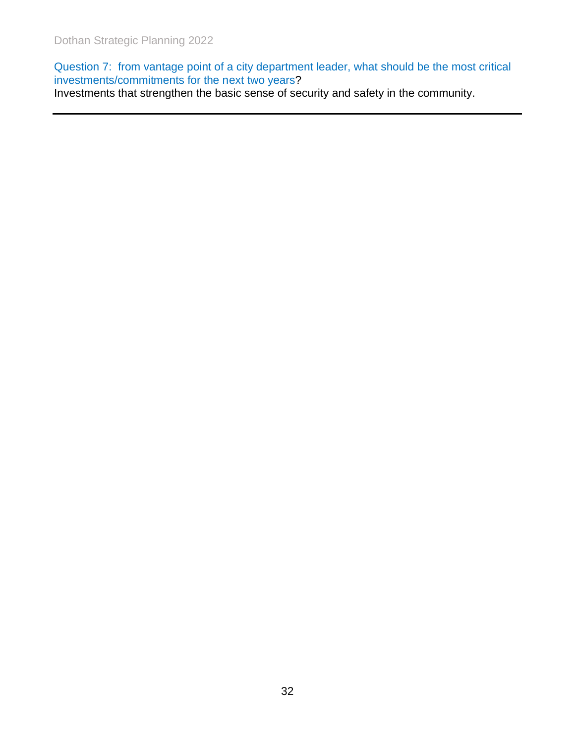Question 7: from vantage point of a city department leader, what should be the most critical investments/commitments for the next two years?

Investments that strengthen the basic sense of security and safety in the community.

---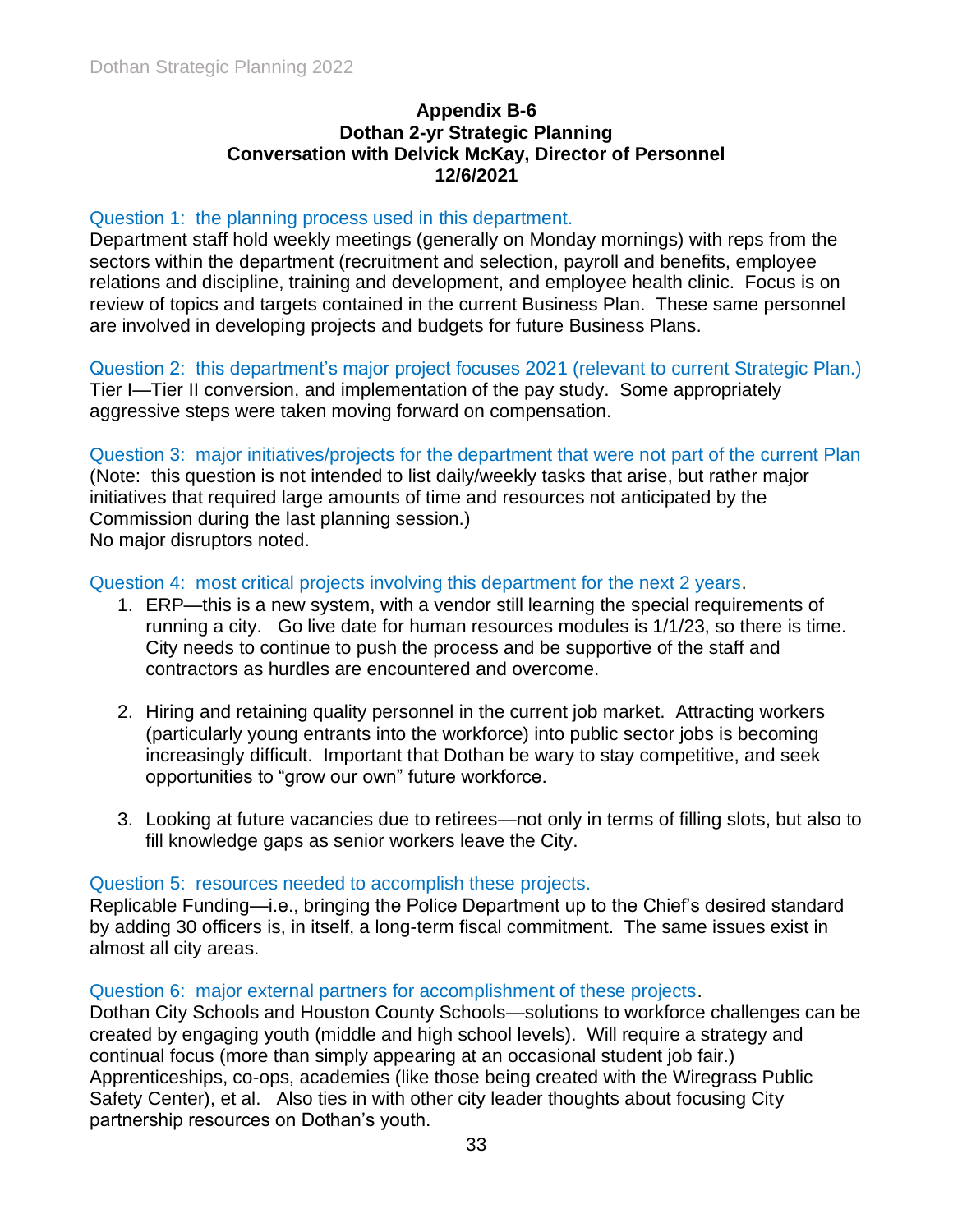**Appendix B-6**
**Dothan 2-yr Strategic Planning**
**Conversation with Delvick McKay, Director of Personnel**
**12/6/2021**

Question 1: the planning process used in this department.

Department staff hold weekly meetings (generally on Monday mornings) with reps from the sectors within the department (recruitment and selection, payroll and benefits, employee relations and discipline, training and development, and employee health clinic. Focus is on review of topics and targets contained in the current Business Plan. These same personnel are involved in developing projects and budgets for future Business Plans.

Question 2: this department's major project focuses 2021 (relevant to current Strategic Plan.)

Tier I—Tier II conversion, and implementation of the pay study. Some appropriately aggressive steps were taken moving forward on compensation.

Question 3: major initiatives/projects for the department that were not part of the current Plan

(Note: this question is not intended to list daily/weekly tasks that arise, but rather major initiatives that required large amounts of time and resources not anticipated by the Commission during the last planning session.)

No major disruptors noted.

Question 4: most critical projects involving this department for the next 2 years.

1. ERP—this is a new system, with a vendor still learning the special requirements of running a city. Go live date for human resources modules is 1/1/23, so there is time. City needs to continue to push the process and be supportive of the staff and contractors as hurdles are encountered and overcome.

2. Hiring and retaining quality personnel in the current job market. Attracting workers (particularly young entrants into the workforce) into public sector jobs is becoming increasingly difficult. Important that Dothan be wary to stay competitive, and seek opportunities to "grow our own" future workforce.

3. Looking at future vacancies due to retirees—not only in terms of filling slots, but also to fill knowledge gaps as senior workers leave the City.

Question 5: resources needed to accomplish these projects.

Replicable Funding—i.e., bringing the Police Department up to the Chief's desired standard by adding 30 officers is, in itself, a long-term fiscal commitment. The same issues exist in almost all city areas.

Question 6: major external partners for accomplishment of these projects.

Dothan City Schools and Houston County Schools—solutions to workforce challenges can be created by engaging youth (middle and high school levels). Will require a strategy and continual focus (more than simply appearing at an occasional student job fair.) Apprenticeships, co-ops, academies (like those being created with the Wiregrass Public Safety Center), et al. Also ties in with other city leader thoughts about focusing City partnership resources on Dothan's youth.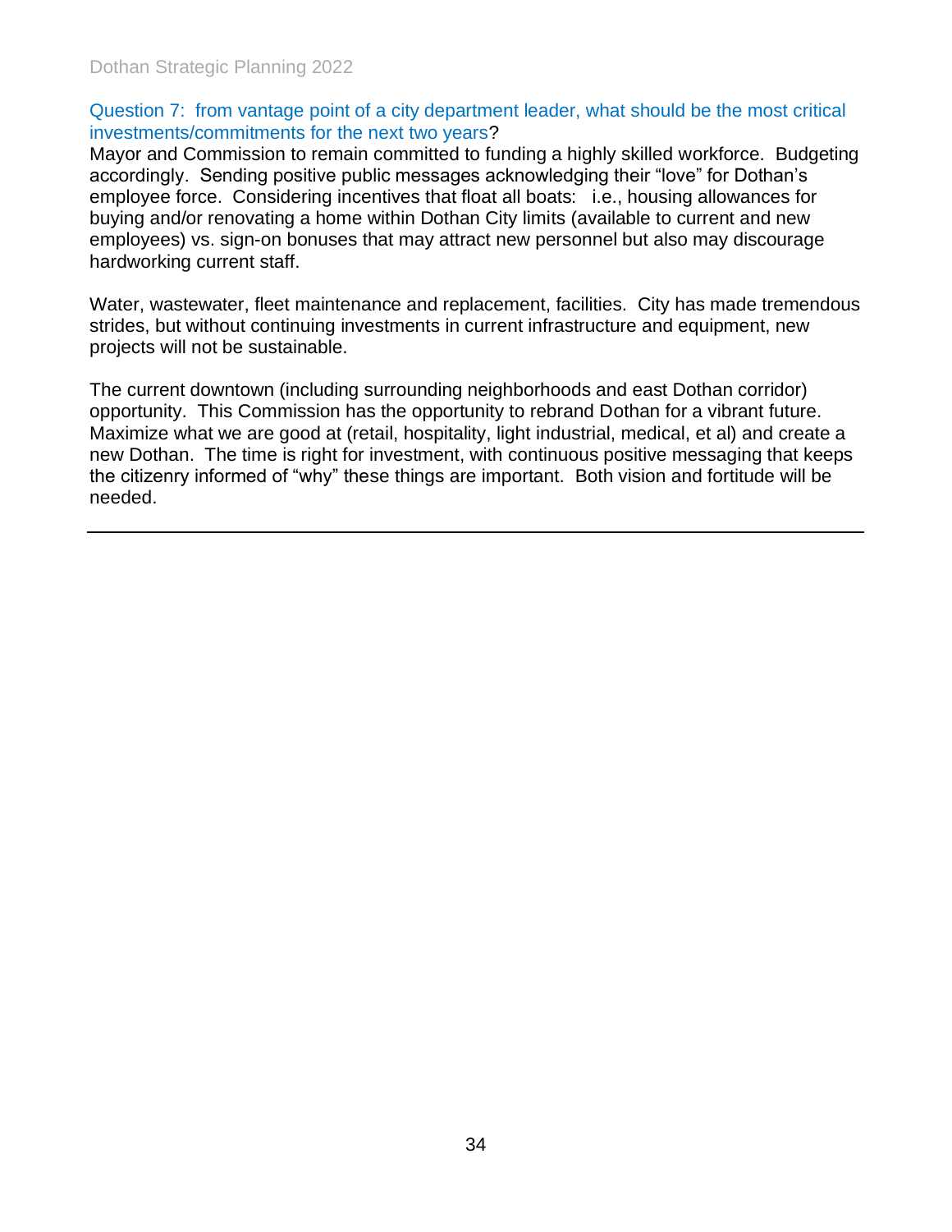### Question 7: from vantage point of a city department leader, what should be the most critical investments/commitments for the next two years?

Mayor and Commission to remain committed to funding a highly skilled workforce. Budgeting accordingly. Sending positive public messages acknowledging their "love" for Dothan's employee force. Considering incentives that float all boats: i.e., housing allowances for buying and/or renovating a home within Dothan City limits (available to current and new employees) vs. sign-on bonuses that may attract new personnel but also may discourage hardworking current staff.

Water, wastewater, fleet maintenance and replacement, facilities. City has made tremendous strides, but without continuing investments in current infrastructure and equipment, new projects will not be sustainable.

The current downtown (including surrounding neighborhoods and east Dothan corridor) opportunity. This Commission has the opportunity to rebrand Dothan for a vibrant future. Maximize what we are good at (retail, hospitality, light industrial, medical, et al) and create a new Dothan. The time is right for investment, with continuous positive messaging that keeps the citizenry informed of "why" these things are important. Both vision and fortitude will be needed.

---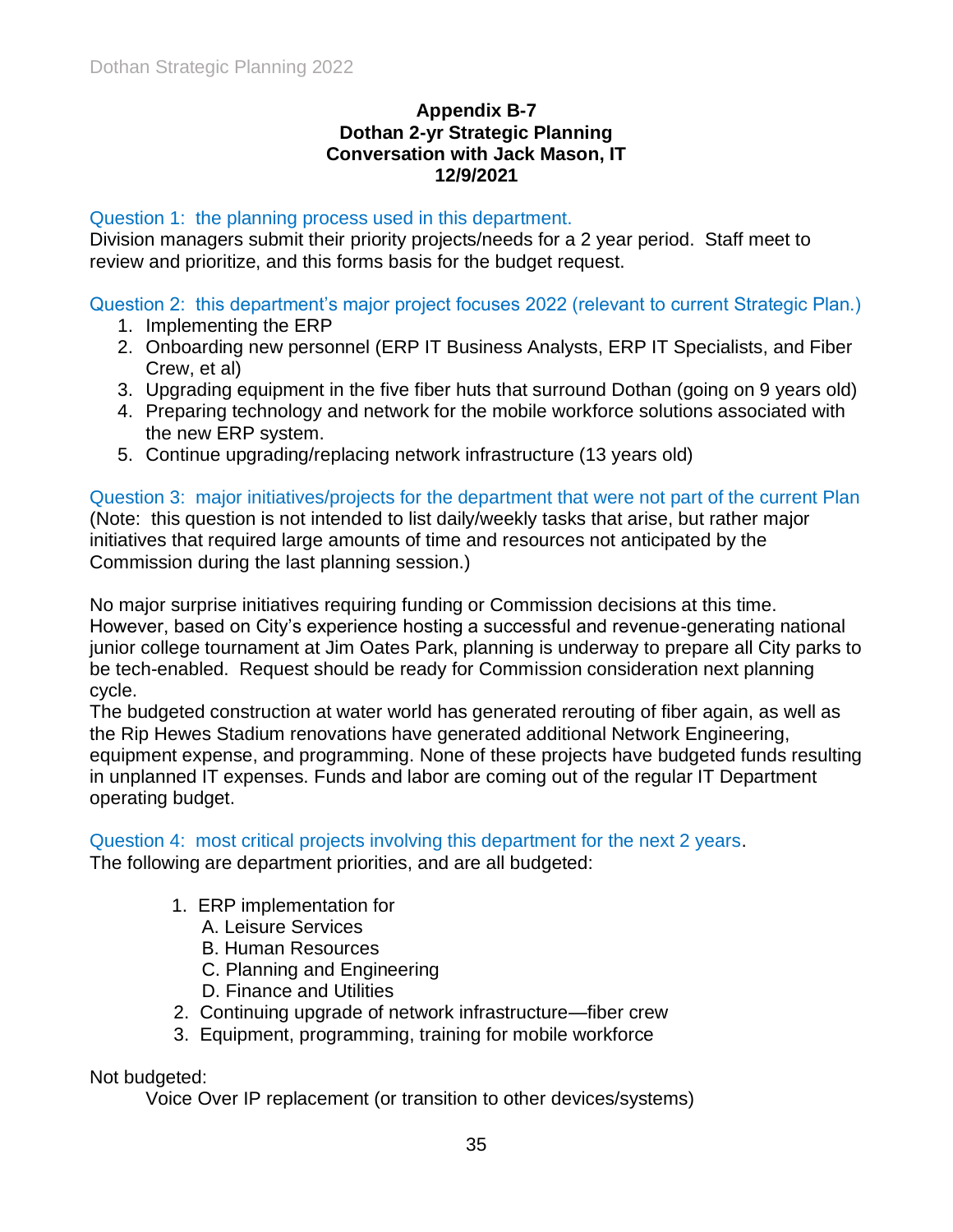**Appendix B-7**
**Dothan 2-yr Strategic Planning**
**Conversation with Jack Mason, IT**
**12/9/2021**

Question 1: the planning process used in this department.

Division managers submit their priority projects/needs for a 2 year period. Staff meet to review and prioritize, and this forms basis for the budget request.

Question 2: this department's major project focuses 2022 (relevant to current Strategic Plan.)

1. Implementing the ERP
2. Onboarding new personnel (ERP IT Business Analysts, ERP IT Specialists, and Fiber Crew, et al)
3. Upgrading equipment in the five fiber huts that surround Dothan (going on 9 years old)
4. Preparing technology and network for the mobile workforce solutions associated with the new ERP system.
5. Continue upgrading/replacing network infrastructure (13 years old)

Question 3: major initiatives/projects for the department that were not part of the current Plan

(Note: this question is not intended to list daily/weekly tasks that arise, but rather major initiatives that required large amounts of time and resources not anticipated by the Commission during the last planning session.)

No major surprise initiatives requiring funding or Commission decisions at this time. However, based on City's experience hosting a successful and revenue-generating national junior college tournament at Jim Oates Park, planning is underway to prepare all City parks to be tech-enabled. Request should be ready for Commission consideration next planning cycle.

The budgeted construction at water world has generated rerouting of fiber again, as well as the Rip Hewes Stadium renovations have generated additional Network Engineering, equipment expense, and programming. None of these projects have budgeted funds resulting in unplanned IT expenses. Funds and labor are coming out of the regular IT Department operating budget.

Question 4: most critical projects involving this department for the next 2 years.

The following are department priorities, and are all budgeted:

1. ERP implementation for
   A. Leisure Services
   B. Human Resources
   C. Planning and Engineering
   D. Finance and Utilities
2. Continuing upgrade of network infrastructure—fiber crew
3. Equipment, programming, training for mobile workforce

Not budgeted:

Voice Over IP replacement (or transition to other devices/systems)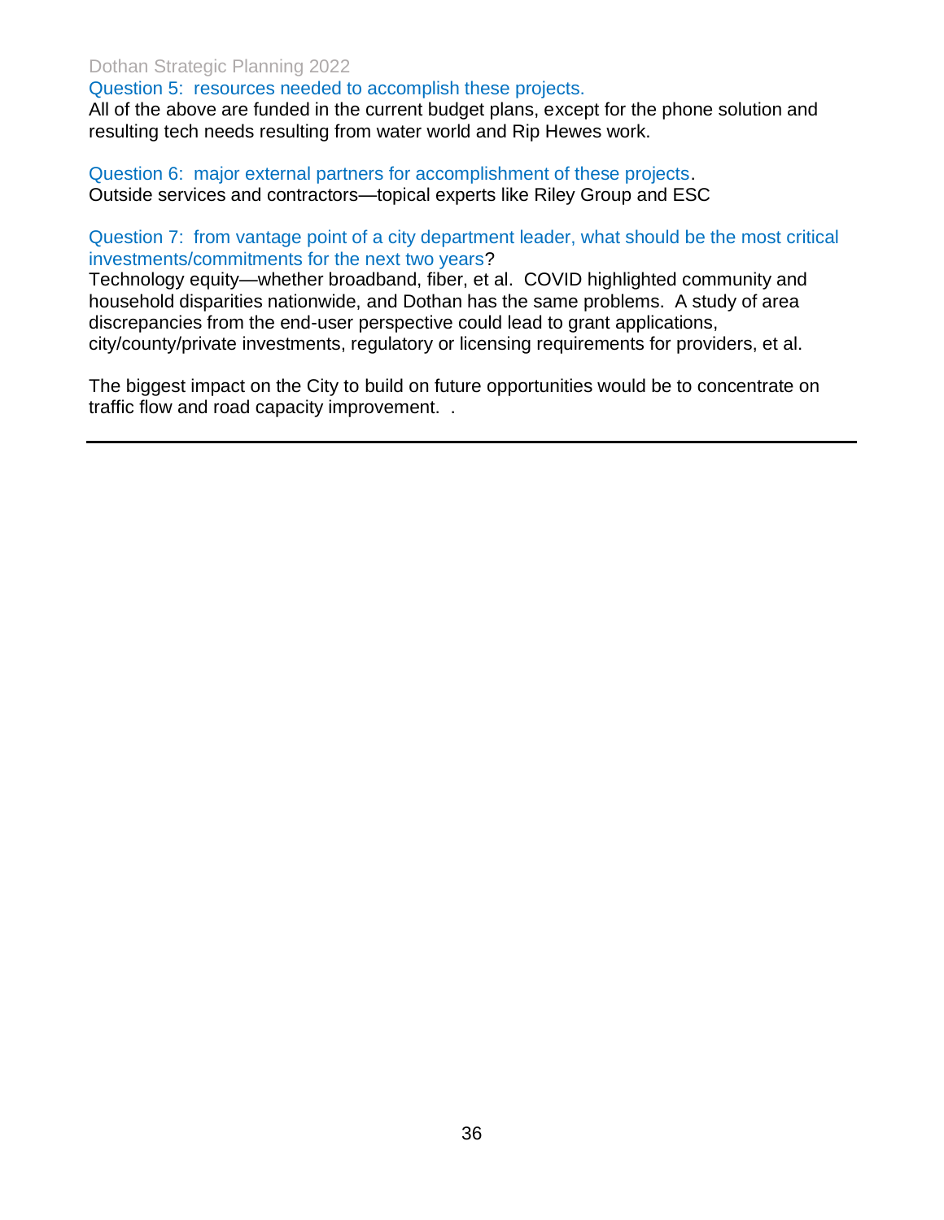Question 5: resources needed to accomplish these projects.

All of the above are funded in the current budget plans, except for the phone solution and resulting tech needs resulting from water world and Rip Hewes work.

Question 6: major external partners for accomplishment of these projects.

Outside services and contractors—topical experts like Riley Group and ESC

Question 7: from vantage point of a city department leader, what should be the most critical investments/commitments for the next two years?

Technology equity—whether broadband, fiber, et al. COVID highlighted community and household disparities nationwide, and Dothan has the same problems. A study of area discrepancies from the end-user perspective could lead to grant applications, city/county/private investments, regulatory or licensing requirements for providers, et al.

The biggest impact on the City to build on future opportunities would be to concentrate on traffic flow and road capacity improvement. .

---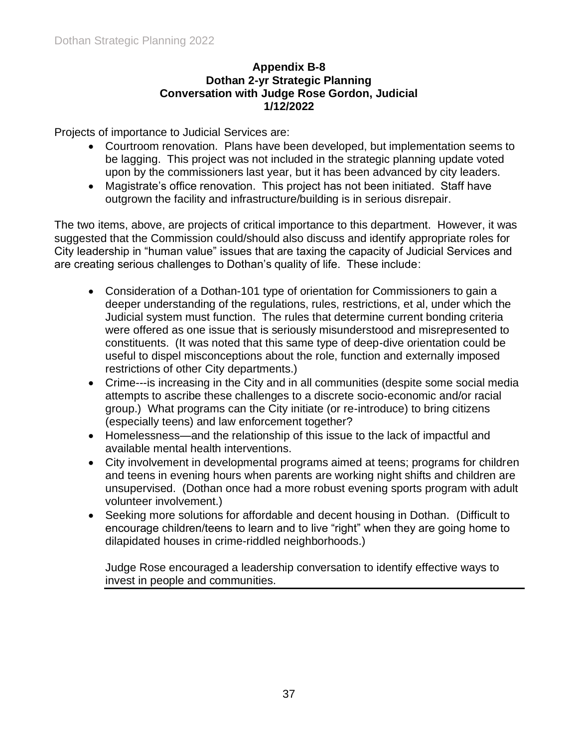**Appendix B-8**
**Dothan 2-yr Strategic Planning**
**Conversation with Judge Rose Gordon, Judicial**
**1/12/2022**

Projects of importance to Judicial Services are:

- Courtroom renovation. Plans have been developed, but implementation seems to be lagging. This project was not included in the strategic planning update voted upon by the commissioners last year, but it has been advanced by city leaders.
- Magistrate's office renovation. This project has not been initiated. Staff have outgrown the facility and infrastructure/building is in serious disrepair.

The two items, above, are projects of critical importance to this department. However, it was suggested that the Commission could/should also discuss and identify appropriate roles for City leadership in "human value" issues that are taxing the capacity of Judicial Services and are creating serious challenges to Dothan's quality of life. These include:

- Consideration of a Dothan-101 type of orientation for Commissioners to gain a deeper understanding of the regulations, rules, restrictions, et al, under which the Judicial system must function. The rules that determine current bonding criteria were offered as one issue that is seriously misunderstood and misrepresented to constituents. (It was noted that this same type of deep-dive orientation could be useful to dispel misconceptions about the role, function and externally imposed restrictions of other City departments.)
- Crime---is increasing in the City and in all communities (despite some social media attempts to ascribe these challenges to a discrete socio-economic and/or racial group.) What programs can the City initiate (or re-introduce) to bring citizens (especially teens) and law enforcement together?
- Homelessness—and the relationship of this issue to the lack of impactful and available mental health interventions.
- City involvement in developmental programs aimed at teens; programs for children and teens in evening hours when parents are working night shifts and children are unsupervised. (Dothan once had a more robust evening sports program with adult volunteer involvement.)
- Seeking more solutions for affordable and decent housing in Dothan. (Difficult to encourage children/teens to learn and to live "right" when they are going home to dilapidated houses in crime-riddled neighborhoods.)

Judge Rose encouraged a leadership conversation to identify effective ways to invest in people and communities.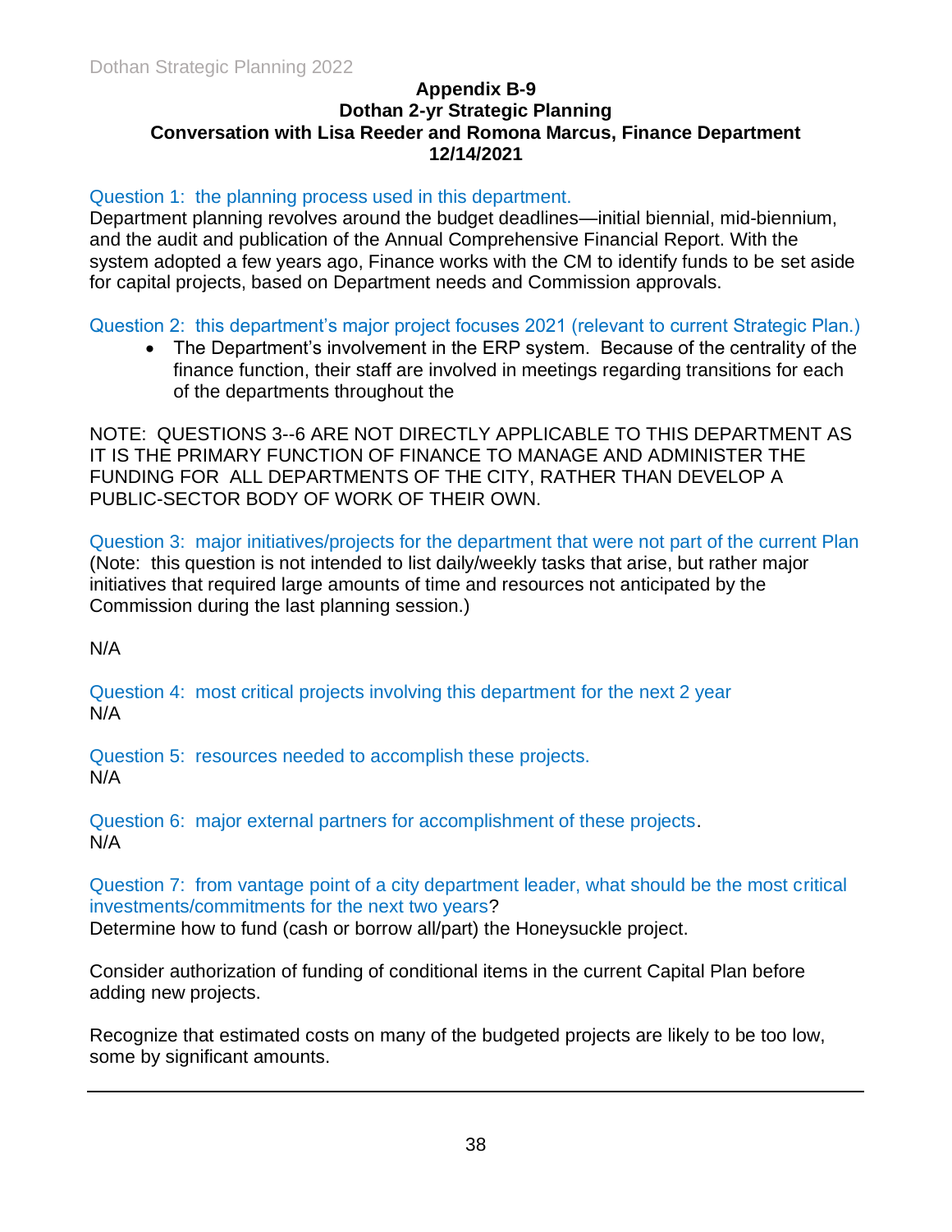## Appendix B-9
## Dothan 2-yr Strategic Planning
## Conversation with Lisa Reeder and Romona Marcus, Finance Department
## 12/14/2021

Question 1: the planning process used in this department.

Department planning revolves around the budget deadlines—initial biennial, mid-biennium, and the audit and publication of the Annual Comprehensive Financial Report. With the system adopted a few years ago, Finance works with the CM to identify funds to be set aside for capital projects, based on Department needs and Commission approvals.

Question 2: this department's major project focuses 2021 (relevant to current Strategic Plan.)

- The Department's involvement in the ERP system. Because of the centrality of the finance function, their staff are involved in meetings regarding transitions for each of the departments throughout the

NOTE: QUESTIONS 3--6 ARE NOT DIRECTLY APPLICABLE TO THIS DEPARTMENT AS IT IS THE PRIMARY FUNCTION OF FINANCE TO MANAGE AND ADMINISTER THE FUNDING FOR ALL DEPARTMENTS OF THE CITY, RATHER THAN DEVELOP A PUBLIC-SECTOR BODY OF WORK OF THEIR OWN.

Question 3: major initiatives/projects for the department that were not part of the current Plan (Note: this question is not intended to list daily/weekly tasks that arise, but rather major initiatives that required large amounts of time and resources not anticipated by the Commission during the last planning session.)

N/A

Question 4: most critical projects involving this department for the next 2 year

N/A

Question 5: resources needed to accomplish these projects.

N/A

Question 6: major external partners for accomplishment of these projects.

N/A

Question 7: from vantage point of a city department leader, what should be the most critical investments/commitments for the next two years?

Determine how to fund (cash or borrow all/part) the Honeysuckle project.

Consider authorization of funding of conditional items in the current Capital Plan before adding new projects.

Recognize that estimated costs on many of the budgeted projects are likely to be too low, some by significant amounts.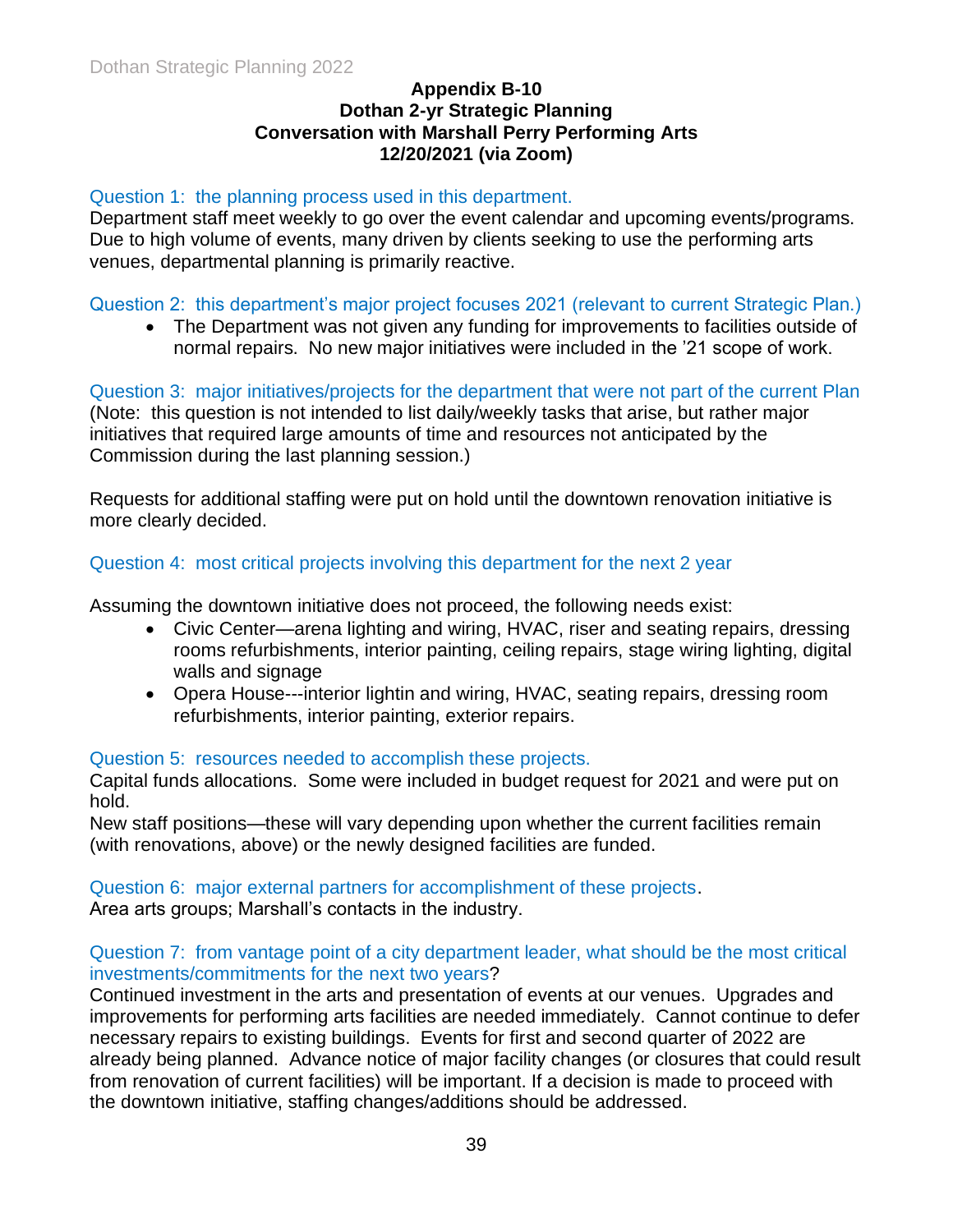**Appendix B-10**
**Dothan 2-yr Strategic Planning**
**Conversation with Marshall Perry Performing Arts**
**12/20/2021 (via Zoom)**

Question 1: the planning process used in this department.

Department staff meet weekly to go over the event calendar and upcoming events/programs. Due to high volume of events, many driven by clients seeking to use the performing arts venues, departmental planning is primarily reactive.

Question 2: this department's major project focuses 2021 (relevant to current Strategic Plan.)

- The Department was not given any funding for improvements to facilities outside of normal repairs. No new major initiatives were included in the '21 scope of work.

Question 3: major initiatives/projects for the department that were not part of the current Plan

(Note: this question is not intended to list daily/weekly tasks that arise, but rather major initiatives that required large amounts of time and resources not anticipated by the Commission during the last planning session.)

Requests for additional staffing were put on hold until the downtown renovation initiative is more clearly decided.

Question 4: most critical projects involving this department for the next 2 year

Assuming the downtown initiative does not proceed, the following needs exist:

- Civic Center—arena lighting and wiring, HVAC, riser and seating repairs, dressing rooms refurbishments, interior painting, ceiling repairs, stage wiring lighting, digital walls and signage
- Opera House---interior lightin and wiring, HVAC, seating repairs, dressing room refurbishments, interior painting, exterior repairs.

Question 5: resources needed to accomplish these projects.

Capital funds allocations. Some were included in budget request for 2021 and were put on hold.

New staff positions—these will vary depending upon whether the current facilities remain (with renovations, above) or the newly designed facilities are funded.

Question 6: major external partners for accomplishment of these projects.

Area arts groups; Marshall's contacts in the industry.

Question 7: from vantage point of a city department leader, what should be the most critical investments/commitments for the next two years?

Continued investment in the arts and presentation of events at our venues. Upgrades and improvements for performing arts facilities are needed immediately. Cannot continue to defer necessary repairs to existing buildings. Events for first and second quarter of 2022 are already being planned. Advance notice of major facility changes (or closures that could result from renovation of current facilities) will be important. If a decision is made to proceed with the downtown initiative, staffing changes/additions should be addressed.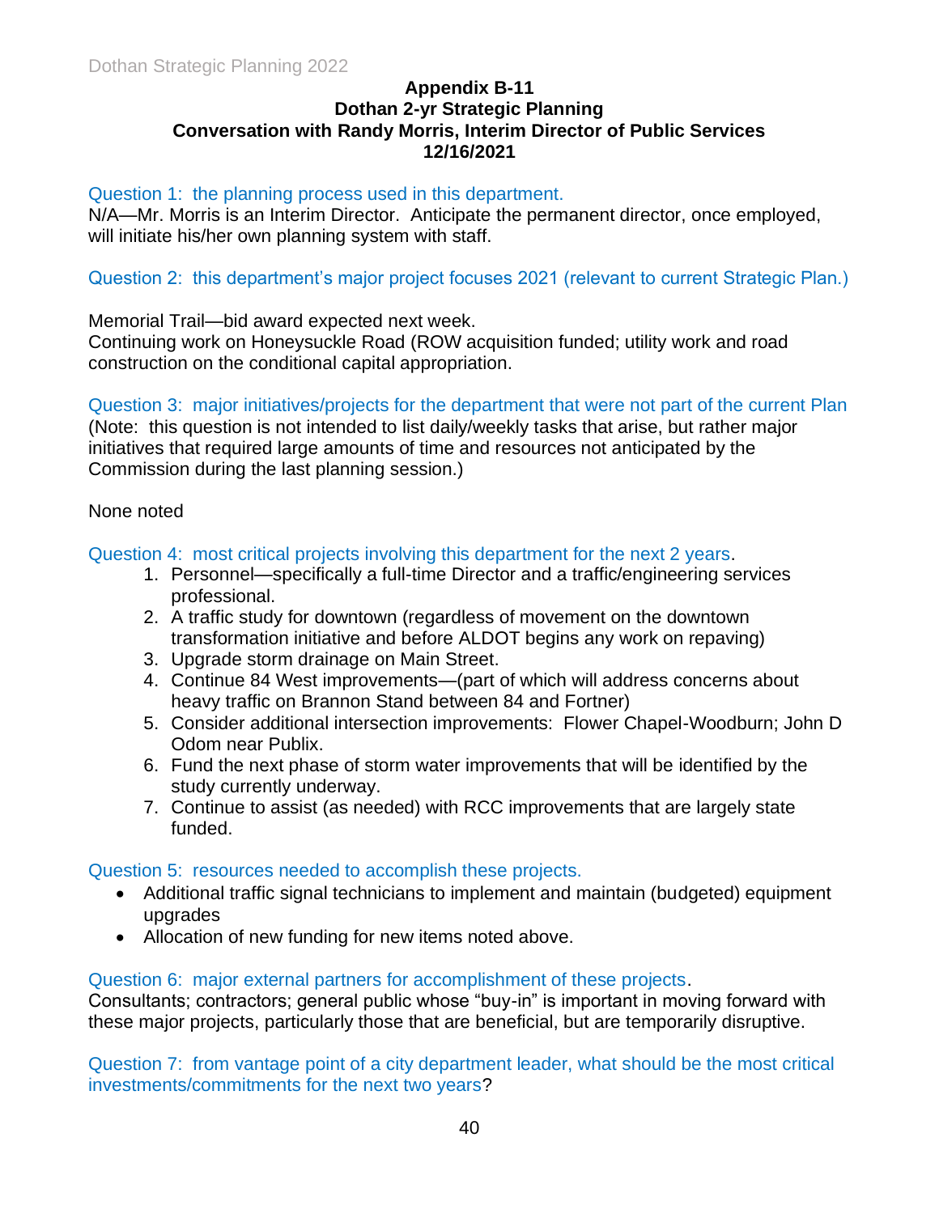**Appendix B-11**
**Dothan 2-yr Strategic Planning**
**Conversation with Randy Morris, Interim Director of Public Services**
**12/16/2021**

Question 1: the planning process used in this department.

N/A—Mr. Morris is an Interim Director. Anticipate the permanent director, once employed, will initiate his/her own planning system with staff.

Question 2: this department's major project focuses 2021 (relevant to current Strategic Plan.)

Memorial Trail—bid award expected next week.
Continuing work on Honeysuckle Road (ROW acquisition funded; utility work and road construction on the conditional capital appropriation.

Question 3: major initiatives/projects for the department that were not part of the current Plan (Note: this question is not intended to list daily/weekly tasks that arise, but rather major initiatives that required large amounts of time and resources not anticipated by the Commission during the last planning session.)

None noted

Question 4: most critical projects involving this department for the next 2 years.

1. Personnel—specifically a full-time Director and a traffic/engineering services professional.
2. A traffic study for downtown (regardless of movement on the downtown transformation initiative and before ALDOT begins any work on repaving)
3. Upgrade storm drainage on Main Street.
4. Continue 84 West improvements—(part of which will address concerns about heavy traffic on Brannon Stand between 84 and Fortner)
5. Consider additional intersection improvements: Flower Chapel-Woodburn; John D Odom near Publix.
6. Fund the next phase of storm water improvements that will be identified by the study currently underway.
7. Continue to assist (as needed) with RCC improvements that are largely state funded.

Question 5: resources needed to accomplish these projects.

- Additional traffic signal technicians to implement and maintain (budgeted) equipment upgrades
- Allocation of new funding for new items noted above.

Question 6: major external partners for accomplishment of these projects.

Consultants; contractors; general public whose "buy-in" is important in moving forward with these major projects, particularly those that are beneficial, but are temporarily disruptive.

Question 7: from vantage point of a city department leader, what should be the most critical investments/commitments for the next two years?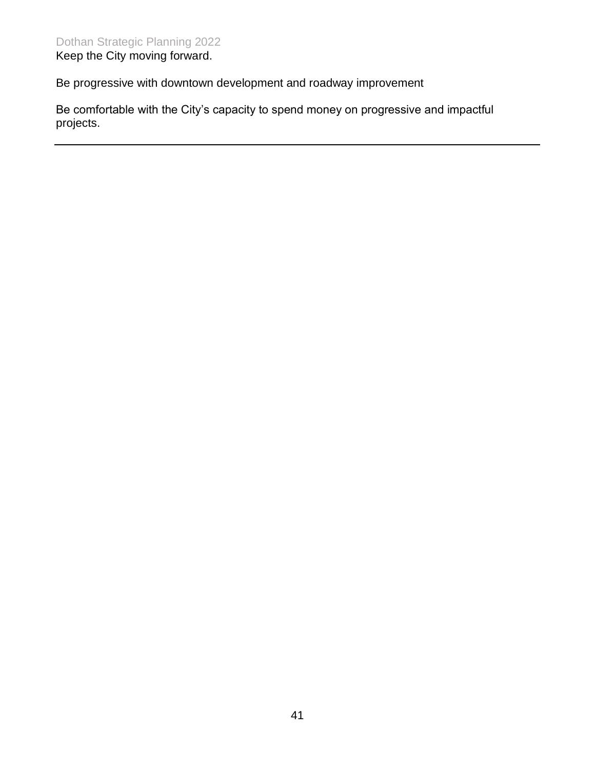Keep the City moving forward.

Be progressive with downtown development and roadway improvement

Be comfortable with the City's capacity to spend money on progressive and impactful projects.

---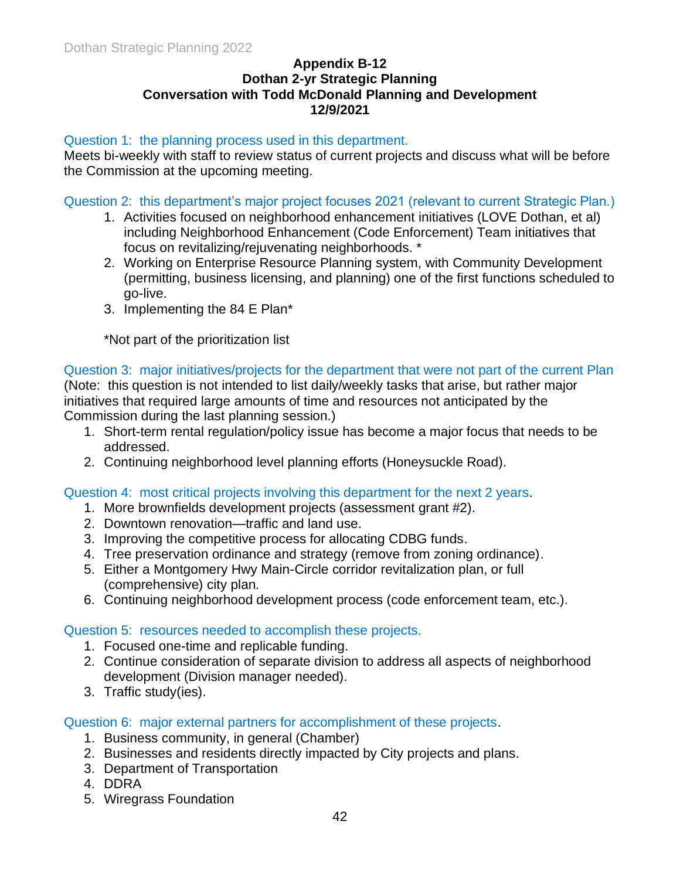**Appendix B-12**
**Dothan 2-yr Strategic Planning**
**Conversation with Todd McDonald Planning and Development**
**12/9/2021**

Question 1: the planning process used in this department.

Meets bi-weekly with staff to review status of current projects and discuss what will be before the Commission at the upcoming meeting.

Question 2: this department's major project focuses 2021 (relevant to current Strategic Plan.)

1. Activities focused on neighborhood enhancement initiatives (LOVE Dothan, et al) including Neighborhood Enhancement (Code Enforcement) Team initiatives that focus on revitalizing/rejuvenating neighborhoods. *
2. Working on Enterprise Resource Planning system, with Community Development (permitting, business licensing, and planning) one of the first functions scheduled to go-live.
3. Implementing the 84 E Plan*

*Not part of the prioritization list

Question 3: major initiatives/projects for the department that were not part of the current Plan (Note: this question is not intended to list daily/weekly tasks that arise, but rather major initiatives that required large amounts of time and resources not anticipated by the Commission during the last planning session.)

1. Short-term rental regulation/policy issue has become a major focus that needs to be addressed.
2. Continuing neighborhood level planning efforts (Honeysuckle Road).

Question 4: most critical projects involving this department for the next 2 years.

1. More brownfields development projects (assessment grant #2).
2. Downtown renovation—traffic and land use.
3. Improving the competitive process for allocating CDBG funds.
4. Tree preservation ordinance and strategy (remove from zoning ordinance).
5. Either a Montgomery Hwy Main-Circle corridor revitalization plan, or full (comprehensive) city plan.
6. Continuing neighborhood development process (code enforcement team, etc.).

Question 5: resources needed to accomplish these projects.

1. Focused one-time and replicable funding.
2. Continue consideration of separate division to address all aspects of neighborhood development (Division manager needed).
3. Traffic study(ies).

Question 6: major external partners for accomplishment of these projects.

1. Business community, in general (Chamber)
2. Businesses and residents directly impacted by City projects and plans.
3. Department of Transportation
4. DDRA
5. Wiregrass Foundation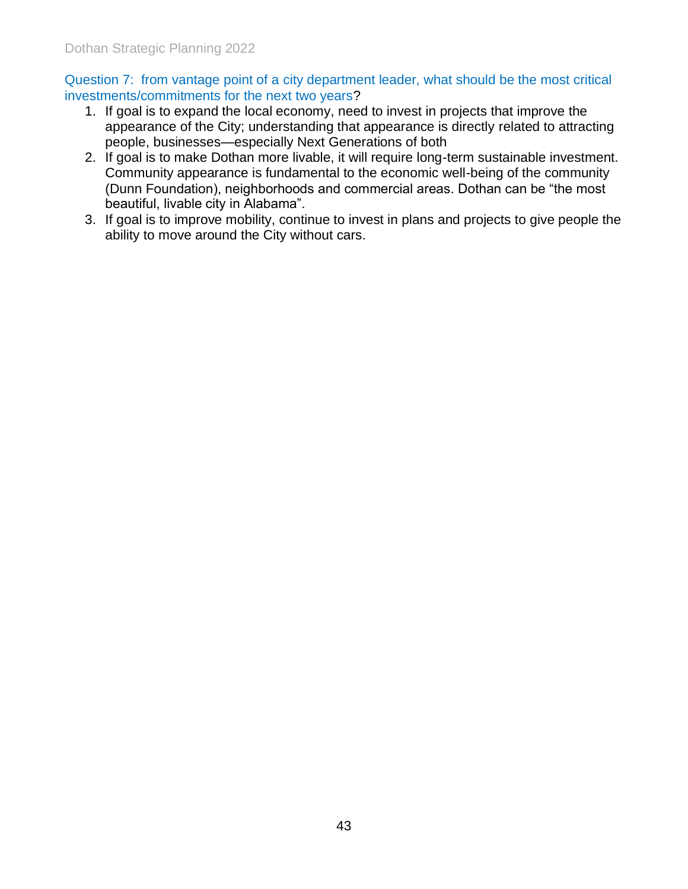Question 7: from vantage point of a city department leader, what should be the most critical investments/commitments for the next two years?

1. If goal is to expand the local economy, need to invest in projects that improve the appearance of the City; understanding that appearance is directly related to attracting people, businesses—especially Next Generations of both
2. If goal is to make Dothan more livable, it will require long-term sustainable investment. Community appearance is fundamental to the economic well-being of the community (Dunn Foundation), neighborhoods and commercial areas. Dothan can be "the most beautiful, livable city in Alabama".
3. If goal is to improve mobility, continue to invest in plans and projects to give people the ability to move around the City without cars.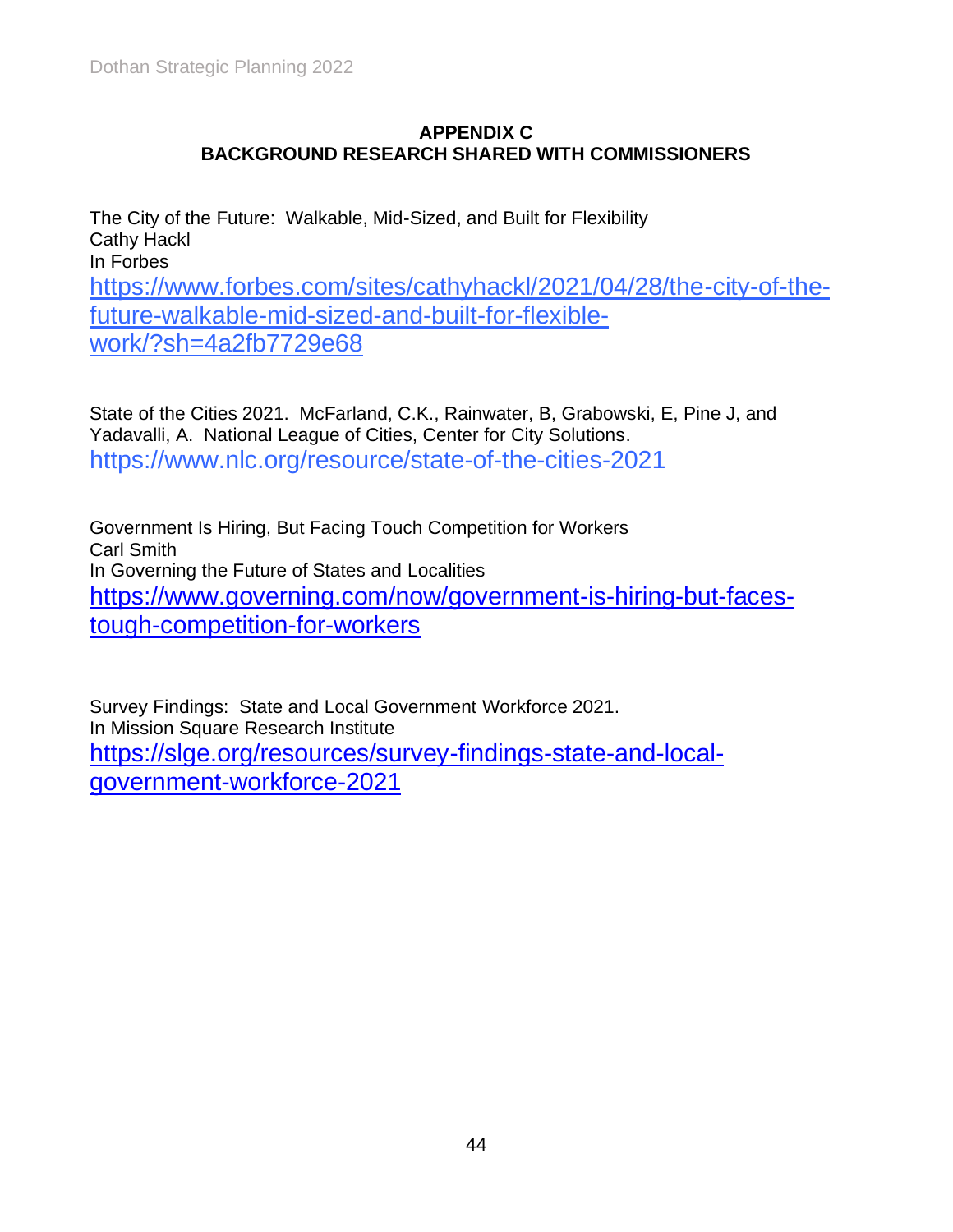# APPENDIX C
## BACKGROUND RESEARCH SHARED WITH COMMISSIONERS

The City of the Future: Walkable, Mid-Sized, and Built for Flexibility
Cathy Hackl
In Forbes
https://www.forbes.com/sites/cathyhackl/2021/04/28/the-city-of-the-future-walkable-mid-sized-and-built-for-flexible-work/?sh=4a2fb7729e68

State of the Cities 2021. McFarland, C.K., Rainwater, B, Grabowski, E, Pine J, and Yadavalli, A. National League of Cities, Center for City Solutions.
https://www.nlc.org/resource/state-of-the-cities-2021

Government Is Hiring, But Facing Touch Competition for Workers
Carl Smith
In Governing the Future of States and Localities
https://www.governing.com/now/government-is-hiring-but-faces-tough-competition-for-workers

Survey Findings: State and Local Government Workforce 2021.
In Mission Square Research Institute
https://slge.org/resources/survey-findings-state-and-local-government-workforce-2021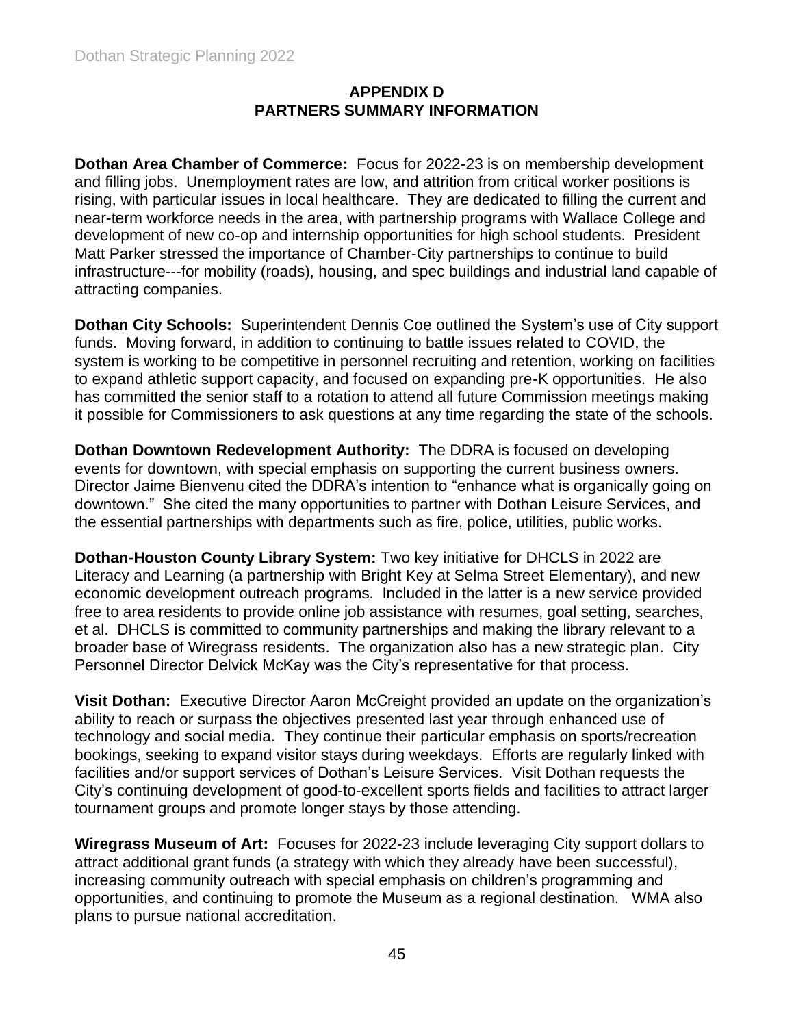# APPENDIX D
# PARTNERS SUMMARY INFORMATION

**Dothan Area Chamber of Commerce:** Focus for 2022-23 is on membership development and filling jobs. Unemployment rates are low, and attrition from critical worker positions is rising, with particular issues in local healthcare. They are dedicated to filling the current and near-term workforce needs in the area, with partnership programs with Wallace College and development of new co-op and internship opportunities for high school students. President Matt Parker stressed the importance of Chamber-City partnerships to continue to build infrastructure---for mobility (roads), housing, and spec buildings and industrial land capable of attracting companies.

**Dothan City Schools:** Superintendent Dennis Coe outlined the System's use of City support funds. Moving forward, in addition to continuing to battle issues related to COVID, the system is working to be competitive in personnel recruiting and retention, working on facilities to expand athletic support capacity, and focused on expanding pre-K opportunities. He also has committed the senior staff to a rotation to attend all future Commission meetings making it possible for Commissioners to ask questions at any time regarding the state of the schools.

**Dothan Downtown Redevelopment Authority:** The DDRA is focused on developing events for downtown, with special emphasis on supporting the current business owners. Director Jaime Bienvenu cited the DDRA's intention to "enhance what is organically going on downtown." She cited the many opportunities to partner with Dothan Leisure Services, and the essential partnerships with departments such as fire, police, utilities, public works.

**Dothan-Houston County Library System:** Two key initiative for DHCLS in 2022 are Literacy and Learning (a partnership with Bright Key at Selma Street Elementary), and new economic development outreach programs. Included in the latter is a new service provided free to area residents to provide online job assistance with resumes, goal setting, searches, et al. DHCLS is committed to community partnerships and making the library relevant to a broader base of Wiregrass residents. The organization also has a new strategic plan. City Personnel Director Delvick McKay was the City's representative for that process.

**Visit Dothan:** Executive Director Aaron McCreight provided an update on the organization's ability to reach or surpass the objectives presented last year through enhanced use of technology and social media. They continue their particular emphasis on sports/recreation bookings, seeking to expand visitor stays during weekdays. Efforts are regularly linked with facilities and/or support services of Dothan's Leisure Services. Visit Dothan requests the City's continuing development of good-to-excellent sports fields and facilities to attract larger tournament groups and promote longer stays by those attending.

**Wiregrass Museum of Art:** Focuses for 2022-23 include leveraging City support dollars to attract additional grant funds (a strategy with which they already have been successful), increasing community outreach with special emphasis on children's programming and opportunities, and continuing to promote the Museum as a regional destination. WMA also plans to pursue national accreditation.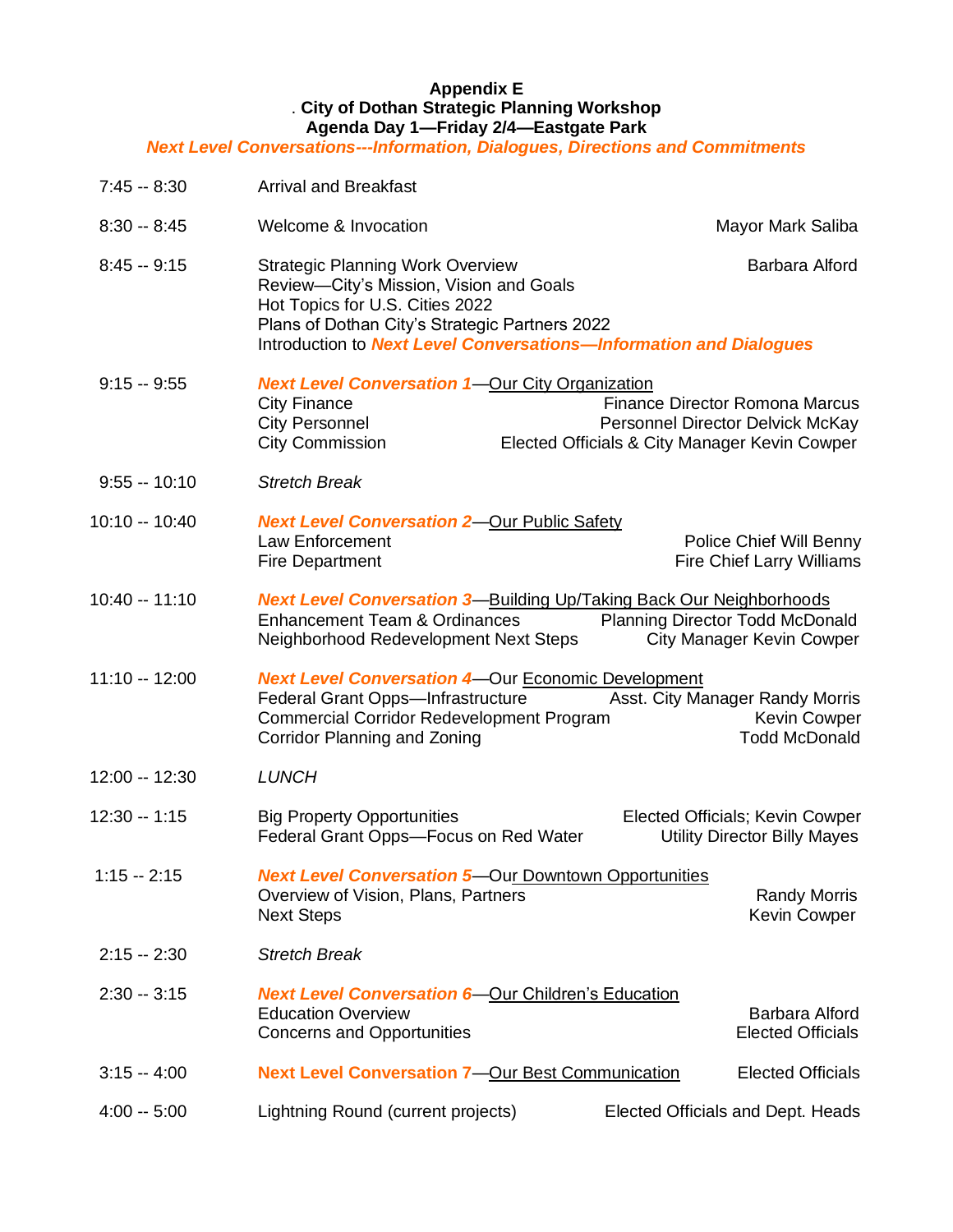**Appendix E**
**. City of Dothan Strategic Planning Workshop**
**Agenda Day 1—Friday 2/4—Eastgate Park**
***Next Level Conversations---Information, Dialogues, Directions and Commitments***

| Time | Session | Presenter |
| --- | --- | --- |
| 7:45 -- 8:30 | Arrival and Breakfast | |
| 8:30 -- 8:45 | Welcome & Invocation | Mayor Mark Saliba |
| 8:45 -- 9:15 | Strategic Planning Work Overview<br>Review—City's Mission, Vision and Goals<br>Hot Topics for U.S. Cities 2022<br>Plans of Dothan City's Strategic Partners 2022<br>Introduction to ***Next Level Conversations—Information and Dialogues*** | Barbara Alford |
| 9:15 -- 9:55 | ***Next Level Conversation 1***—Our City Organization<br>City Finance<br>City Personnel<br>City Commission | <br>Finance Director Romona Marcus<br>Personnel Director Delvick McKay<br>Elected Officials & City Manager Kevin Cowper |
| 9:55 -- 10:10 | *Stretch Break* | |
| 10:10 -- 10:40 | ***Next Level Conversation 2***—Our Public Safety<br>Law Enforcement<br>Fire Department | <br>Police Chief Will Benny<br>Fire Chief Larry Williams |
| 10:40 -- 11:10 | ***Next Level Conversation 3***—Building Up/Taking Back Our Neighborhoods<br>Enhancement Team & Ordinances<br>Neighborhood Redevelopment Next Steps | <br>Planning Director Todd McDonald<br>City Manager Kevin Cowper |
| 11:10 -- 12:00 | ***Next Level Conversation 4***—Our Economic Development<br>Federal Grant Opps—Infrastructure<br>Commercial Corridor Redevelopment Program<br>Corridor Planning and Zoning | <br>Asst. City Manager Randy Morris<br>Kevin Cowper<br>Todd McDonald |
| 12:00 -- 12:30 | *LUNCH* | |
| 12:30 -- 1:15 | Big Property Opportunities<br>Federal Grant Opps—Focus on Red Water | Elected Officials; Kevin Cowper<br>Utility Director Billy Mayes |
| 1:15 -- 2:15 | ***Next Level Conversation 5***—Our Downtown Opportunities<br>Overview of Vision, Plans, Partners<br>Next Steps | <br>Randy Morris<br>Kevin Cowper |
| 2:15 -- 2:30 | *Stretch Break* | |
| 2:30 -- 3:15 | ***Next Level Conversation 6***—Our Children's Education<br>Education Overview<br>Concerns and Opportunities | <br>Barbara Alford<br>Elected Officials |
| 3:15 -- 4:00 | **Next Level Conversation 7**—Our Best Communication | Elected Officials |
| 4:00 -- 5:00 | Lightning Round (current projects) | Elected Officials and Dept. Heads |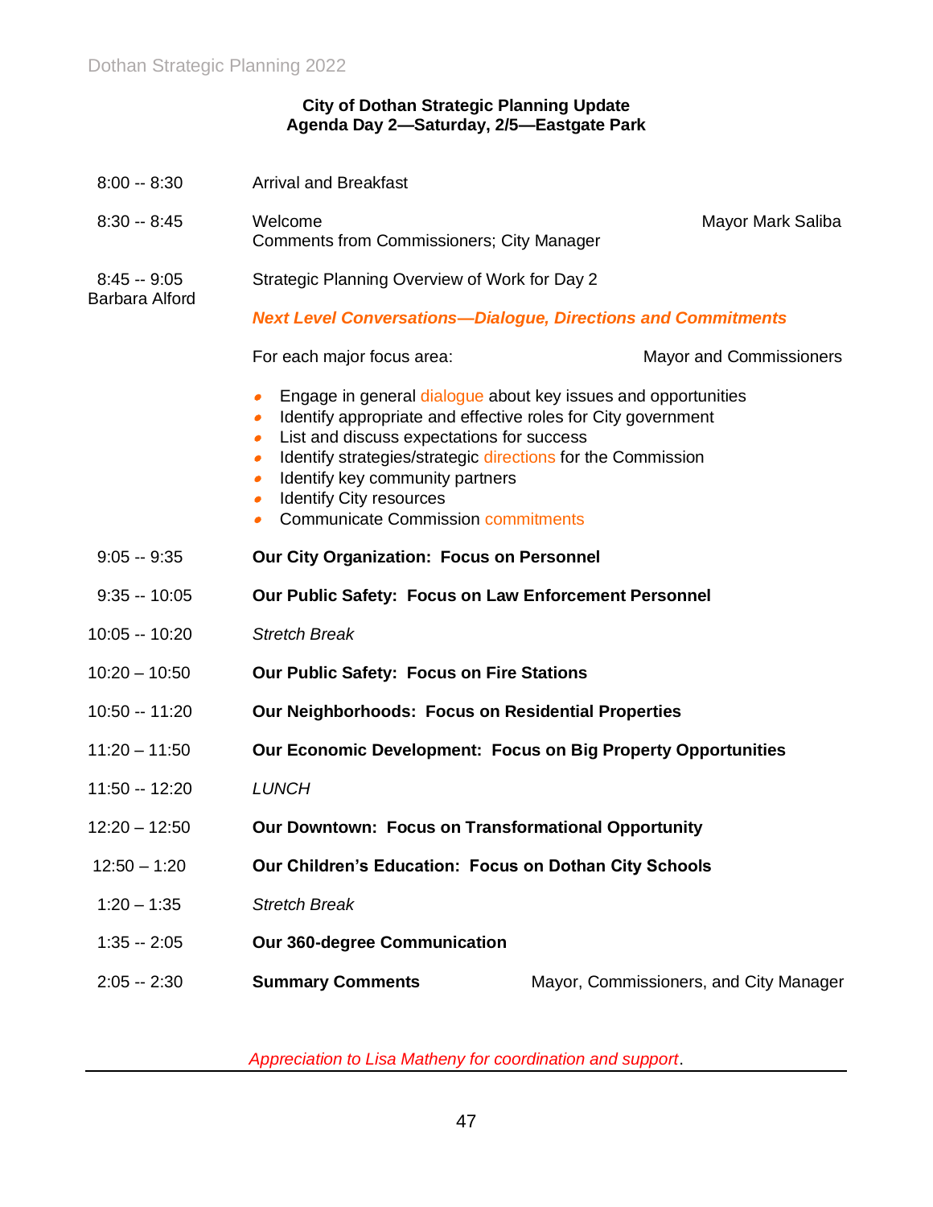**City of Dothan Strategic Planning Update**
**Agenda Day 2—Saturday, 2/5—Eastgate Park**

| | | |
|---|---|---|
| 8:00 -- 8:30 | Arrival and Breakfast | |
| 8:30 -- 8:45 | Welcome<br>Comments from Commissioners; City Manager | Mayor Mark Saliba |
| 8:45 -- 9:05<br>Barbara Alford | Strategic Planning Overview of Work for Day 2 | |

***Next Level Conversations—Dialogue, Directions and Commitments***

For each major focus area: — Mayor and Commissioners

- Engage in general dialogue about key issues and opportunities
- Identify appropriate and effective roles for City government
- List and discuss expectations for success
- Identify strategies/strategic directions for the Commission
- Identify key community partners
- Identify City resources
- Communicate Commission commitments

| | | |
|---|---|---|
| 9:05 -- 9:35 | **Our City Organization: Focus on Personnel** | |
| 9:35 -- 10:05 | **Our Public Safety: Focus on Law Enforcement Personnel** | |
| 10:05 -- 10:20 | *Stretch Break* | |
| 10:20 – 10:50 | **Our Public Safety: Focus on Fire Stations** | |
| 10:50 -- 11:20 | **Our Neighborhoods: Focus on Residential Properties** | |
| 11:20 – 11:50 | **Our Economic Development: Focus on Big Property Opportunities** | |
| 11:50 -- 12:20 | *LUNCH* | |
| 12:20 – 12:50 | **Our Downtown: Focus on Transformational Opportunity** | |
| 12:50 – 1:20 | **Our Children's Education: Focus on Dothan City Schools** | |
| 1:20 – 1:35 | *Stretch Break* | |
| 1:35 -- 2:05 | **Our 360-degree Communication** | |
| 2:05 -- 2:30 | **Summary Comments** | Mayor, Commissioners, and City Manager |

*Appreciation to Lisa Matheny for coordination and support*.